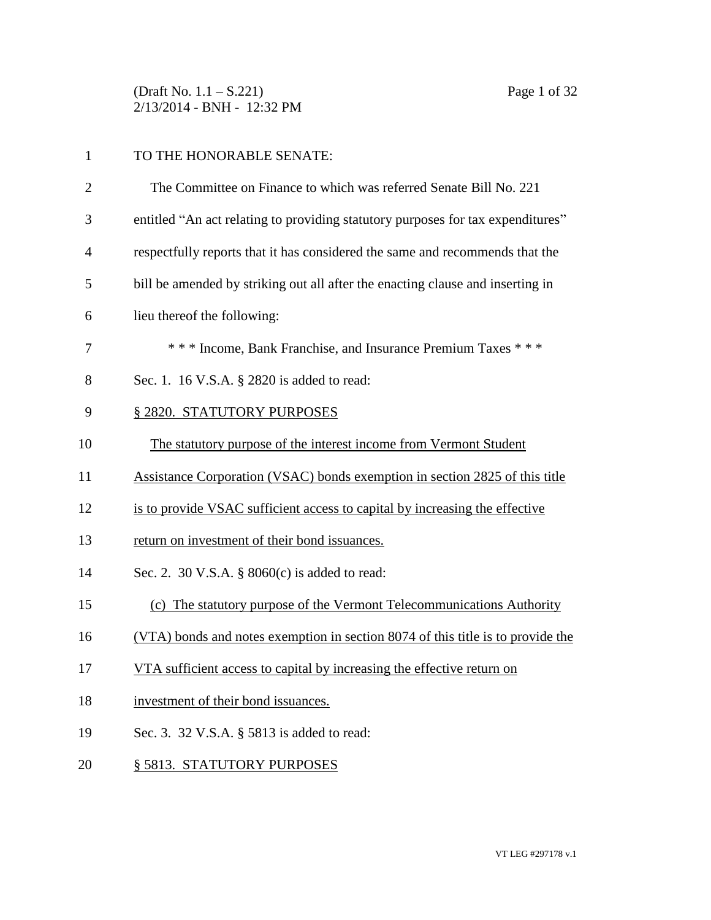TO THE HONORABLE SENATE:

The Committee on Finance to which was referred Senate Bill No. 221 entitled "An act relating to providing statutory purposes for tax expenditures" respectfully reports that it has considered the same and recommends that the bill be amended by striking out all after the enacting clause and inserting in lieu thereof the following:

\* \* \* Income, Bank Franchise, and Insurance Premium Taxes \* \* \*

Sec. 1. 16 V.S.A. § 2820 is added to read:

§ 2820. STATUTORY PURPOSES

The statutory purpose of the interest income from Vermont Student Assistance Corporation (VSAC) bonds exemption in section 2825 of this title is to provide VSAC sufficient access to capital by increasing the effective return on investment of their bond issuances.

Sec. 2. 30 V.S.A. § 8060(c) is added to read:

(c) The statutory purpose of the Vermont Telecommunications Authority (VTA) bonds and notes exemption in section 8074 of this title is to provide the VTA sufficient access to capital by increasing the effective return on investment of their bond issuances.

Sec. 3. 32 V.S.A. § 5813 is added to read:

§ 5813. STATUTORY PURPOSES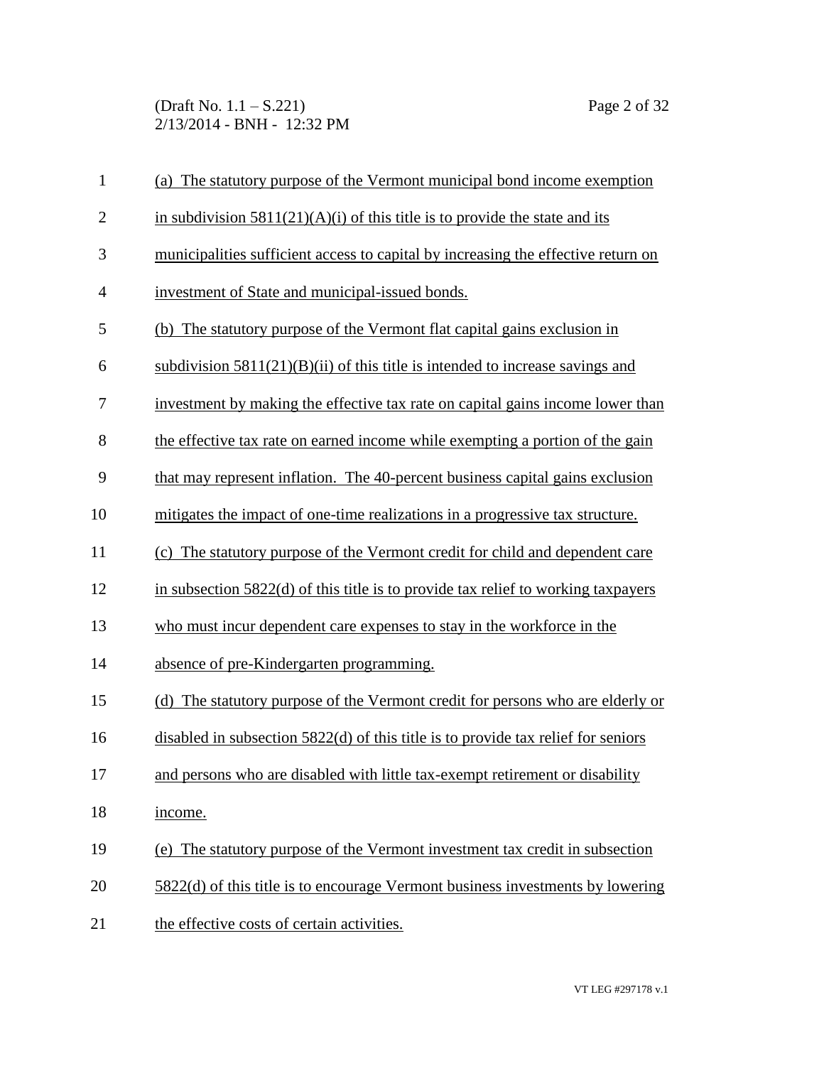(a) The statutory purpose of the Vermont municipal bond income exemption in subdivision 5811(21)(A)(i) of this title is to provide the state and its municipalities sufficient access to capital by increasing the effective return on investment of State and municipal-issued bonds.

(b) The statutory purpose of the Vermont flat capital gains exclusion in subdivision 5811(21)(B)(ii) of this title is intended to increase savings and investment by making the effective tax rate on capital gains income lower than the effective tax rate on earned income while exempting a portion of the gain that may represent inflation. The 40-percent business capital gains exclusion mitigates the impact of one-time realizations in a progressive tax structure.

(c) The statutory purpose of the Vermont credit for child and dependent care in subsection 5822(d) of this title is to provide tax relief to working taxpayers who must incur dependent care expenses to stay in the workforce in the absence of pre-Kindergarten programming.

(d) The statutory purpose of the Vermont credit for persons who are elderly or disabled in subsection 5822(d) of this title is to provide tax relief for seniors and persons who are disabled with little tax-exempt retirement or disability income.

(e) The statutory purpose of the Vermont investment tax credit in subsection 5822(d) of this title is to encourage Vermont business investments by lowering the effective costs of certain activities.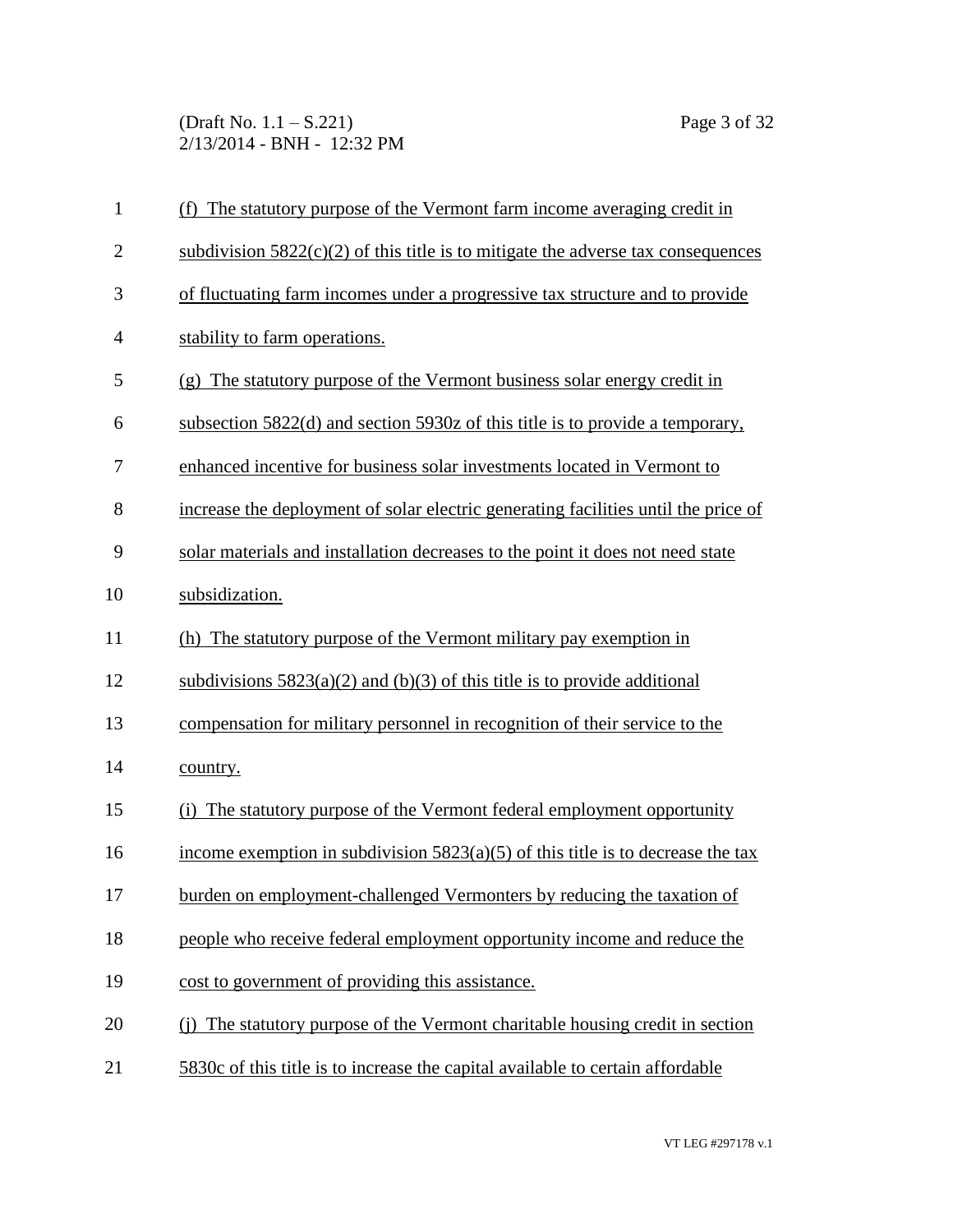(f) The statutory purpose of the Vermont farm income averaging credit in subdivision 5822(c)(2) of this title is to mitigate the adverse tax consequences of fluctuating farm incomes under a progressive tax structure and to provide stability to farm operations.

(g) The statutory purpose of the Vermont business solar energy credit in subsection 5822(d) and section 5930z of this title is to provide a temporary, enhanced incentive for business solar investments located in Vermont to increase the deployment of solar electric generating facilities until the price of solar materials and installation decreases to the point it does not need state subsidization.

(h) The statutory purpose of the Vermont military pay exemption in subdivisions 5823(a)(2) and (b)(3) of this title is to provide additional compensation for military personnel in recognition of their service to the country.

(i) The statutory purpose of the Vermont federal employment opportunity income exemption in subdivision 5823(a)(5) of this title is to decrease the tax burden on employment-challenged Vermonters by reducing the taxation of people who receive federal employment opportunity income and reduce the cost to government of providing this assistance.

(j) The statutory purpose of the Vermont charitable housing credit in section 5830c of this title is to increase the capital available to certain affordable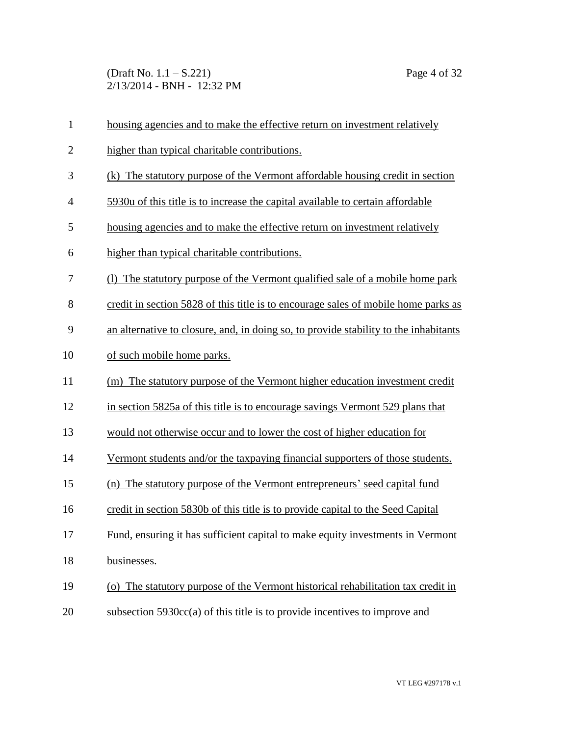housing agencies and to make the effective return on investment relatively higher than typical charitable contributions.

(k) The statutory purpose of the Vermont affordable housing credit in section 5930u of this title is to increase the capital available to certain affordable housing agencies and to make the effective return on investment relatively higher than typical charitable contributions.

(l) The statutory purpose of the Vermont qualified sale of a mobile home park credit in section 5828 of this title is to encourage sales of mobile home parks as an alternative to closure, and, in doing so, to provide stability to the inhabitants of such mobile home parks.

(m) The statutory purpose of the Vermont higher education investment credit in section 5825a of this title is to encourage savings Vermont 529 plans that would not otherwise occur and to lower the cost of higher education for Vermont students and/or the taxpaying financial supporters of those students.

(n) The statutory purpose of the Vermont entrepreneurs' seed capital fund credit in section 5830b of this title is to provide capital to the Seed Capital Fund, ensuring it has sufficient capital to make equity investments in Vermont businesses.

(o) The statutory purpose of the Vermont historical rehabilitation tax credit in subsection 5930cc(a) of this title is to provide incentives to improve and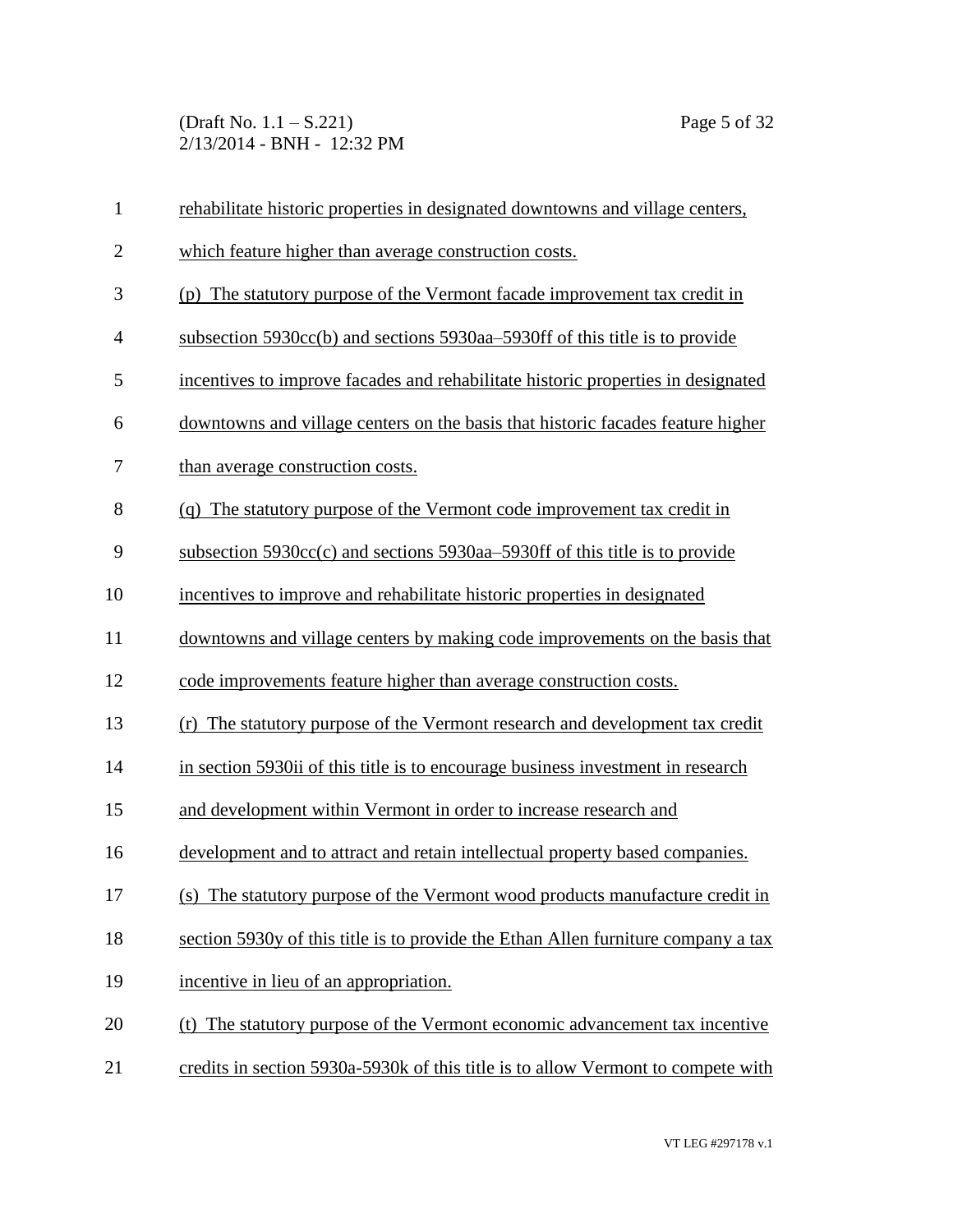rehabilitate historic properties in designated downtowns and village centers, which feature higher than average construction costs.

(p) The statutory purpose of the Vermont facade improvement tax credit in subsection 5930cc(b) and sections 5930aa–5930ff of this title is to provide incentives to improve facades and rehabilitate historic properties in designated downtowns and village centers on the basis that historic facades feature higher than average construction costs.

(q) The statutory purpose of the Vermont code improvement tax credit in subsection 5930cc(c) and sections 5930aa–5930ff of this title is to provide incentives to improve and rehabilitate historic properties in designated downtowns and village centers by making code improvements on the basis that code improvements feature higher than average construction costs.

(r) The statutory purpose of the Vermont research and development tax credit in section 5930ii of this title is to encourage business investment in research and development within Vermont in order to increase research and development and to attract and retain intellectual property based companies.

(s) The statutory purpose of the Vermont wood products manufacture credit in section 5930y of this title is to provide the Ethan Allen furniture company a tax incentive in lieu of an appropriation.

(t) The statutory purpose of the Vermont economic advancement tax incentive credits in section 5930a-5930k of this title is to allow Vermont to compete with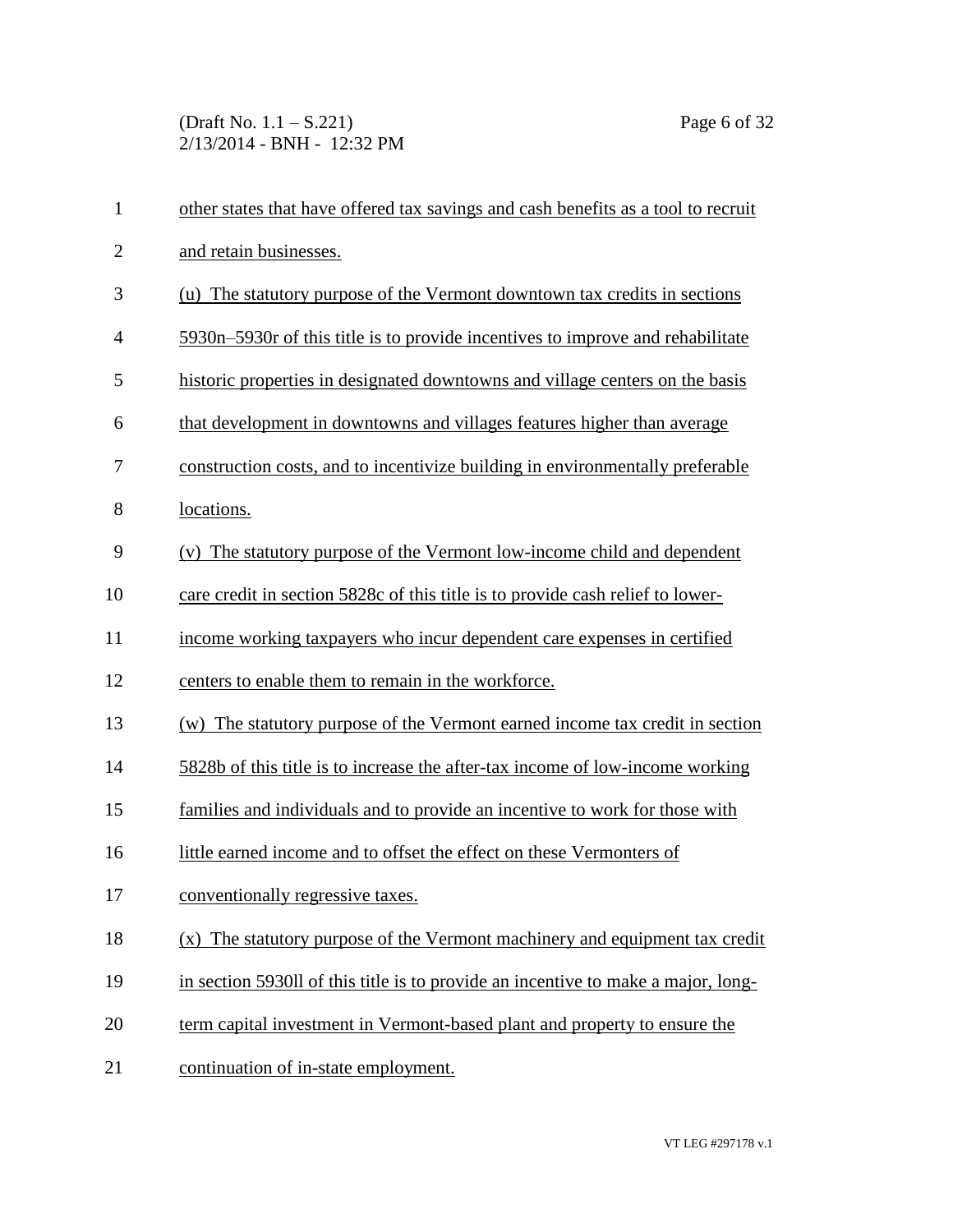other states that have offered tax savings and cash benefits as a tool to recruit and retain businesses.

(u) The statutory purpose of the Vermont downtown tax credits in sections 5930n–5930r of this title is to provide incentives to improve and rehabilitate historic properties in designated downtowns and village centers on the basis that development in downtowns and villages features higher than average construction costs, and to incentivize building in environmentally preferable locations.

(v) The statutory purpose of the Vermont low-income child and dependent care credit in section 5828c of this title is to provide cash relief to lower-income working taxpayers who incur dependent care expenses in certified centers to enable them to remain in the workforce.

(w) The statutory purpose of the Vermont earned income tax credit in section 5828b of this title is to increase the after-tax income of low-income working families and individuals and to provide an incentive to work for those with little earned income and to offset the effect on these Vermonters of conventionally regressive taxes.

(x) The statutory purpose of the Vermont machinery and equipment tax credit in section 5930ll of this title is to provide an incentive to make a major, long-term capital investment in Vermont-based plant and property to ensure the continuation of in-state employment.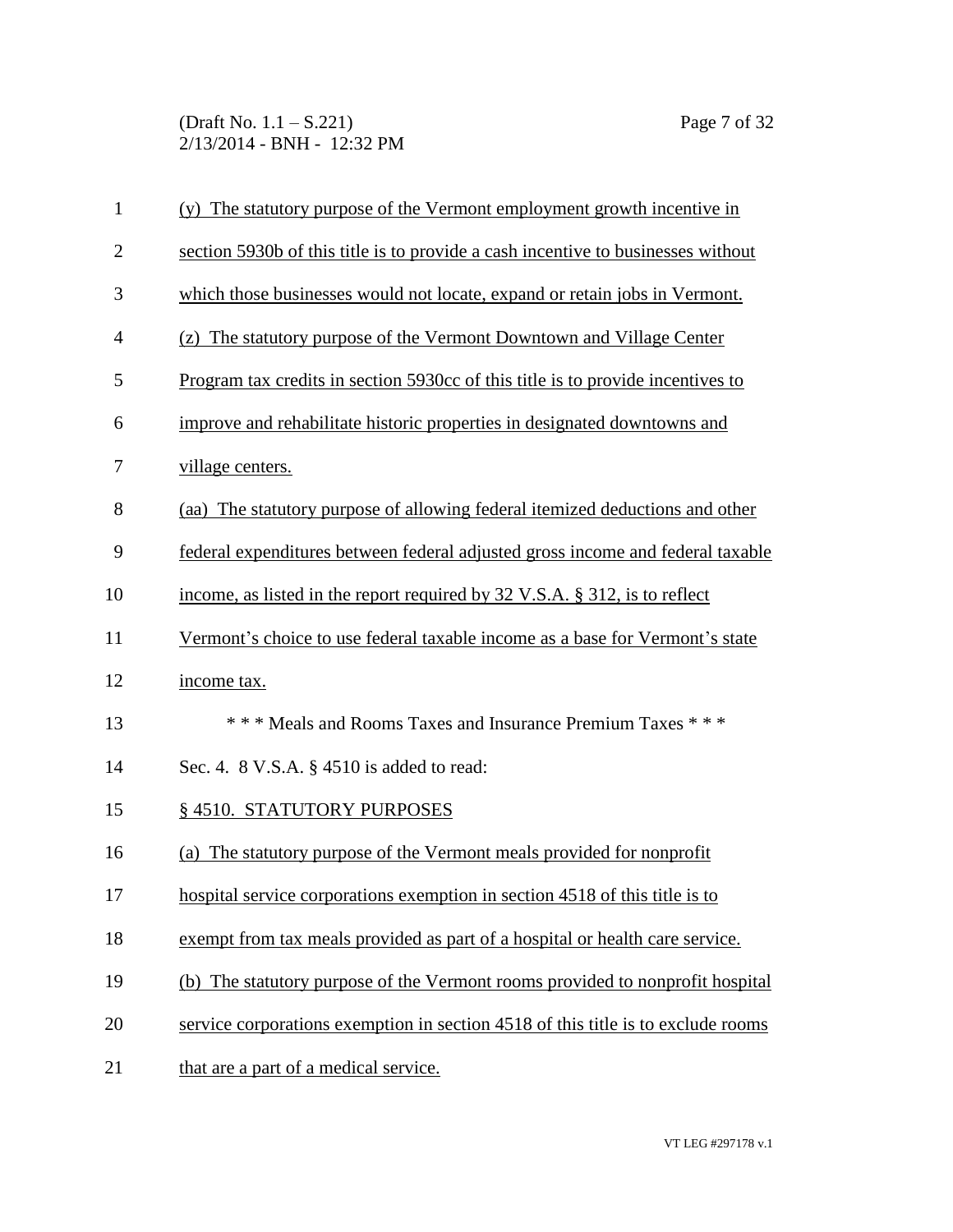(y) The statutory purpose of the Vermont employment growth incentive in section 5930b of this title is to provide a cash incentive to businesses without which those businesses would not locate, expand or retain jobs in Vermont.

(z) The statutory purpose of the Vermont Downtown and Village Center Program tax credits in section 5930cc of this title is to provide incentives to improve and rehabilitate historic properties in designated downtowns and village centers.

(aa) The statutory purpose of allowing federal itemized deductions and other federal expenditures between federal adjusted gross income and federal taxable income, as listed in the report required by 32 V.S.A. § 312, is to reflect Vermont's choice to use federal taxable income as a base for Vermont's state income tax.

\* \* \* Meals and Rooms Taxes and Insurance Premium Taxes \* \* \*

Sec. 4. 8 V.S.A. § 4510 is added to read:

§ 4510. STATUTORY PURPOSES

(a) The statutory purpose of the Vermont meals provided for nonprofit hospital service corporations exemption in section 4518 of this title is to exempt from tax meals provided as part of a hospital or health care service.

(b) The statutory purpose of the Vermont rooms provided to nonprofit hospital service corporations exemption in section 4518 of this title is to exclude rooms that are a part of a medical service.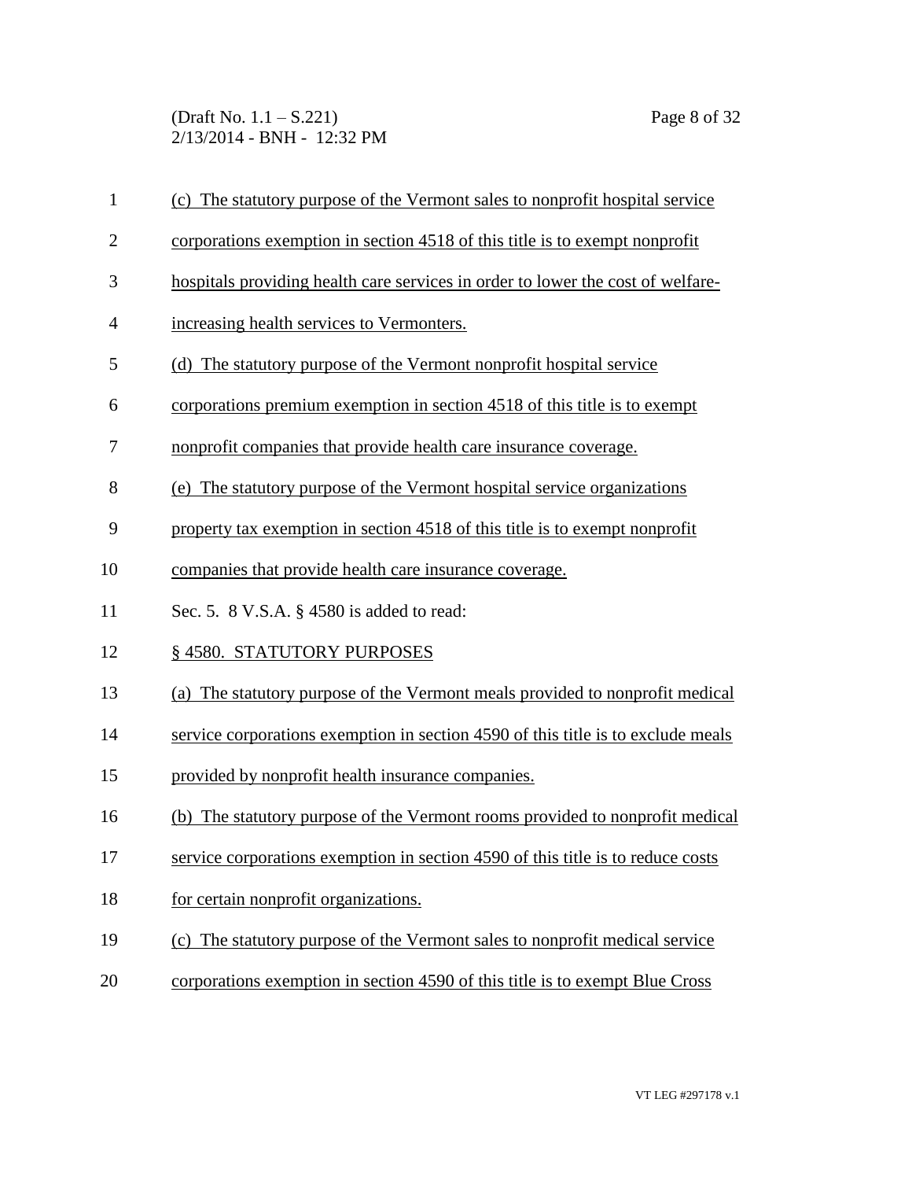(c) The statutory purpose of the Vermont sales to nonprofit hospital service corporations exemption in section 4518 of this title is to exempt nonprofit hospitals providing health care services in order to lower the cost of welfare-increasing health services to Vermonters.

(d) The statutory purpose of the Vermont nonprofit hospital service corporations premium exemption in section 4518 of this title is to exempt nonprofit companies that provide health care insurance coverage.

(e) The statutory purpose of the Vermont hospital service organizations property tax exemption in section 4518 of this title is to exempt nonprofit companies that provide health care insurance coverage.

Sec. 5. 8 V.S.A. § 4580 is added to read:

§ 4580. STATUTORY PURPOSES

(a) The statutory purpose of the Vermont meals provided to nonprofit medical service corporations exemption in section 4590 of this title is to exclude meals provided by nonprofit health insurance companies.

(b) The statutory purpose of the Vermont rooms provided to nonprofit medical service corporations exemption in section 4590 of this title is to reduce costs for certain nonprofit organizations.

(c) The statutory purpose of the Vermont sales to nonprofit medical service corporations exemption in section 4590 of this title is to exempt Blue Cross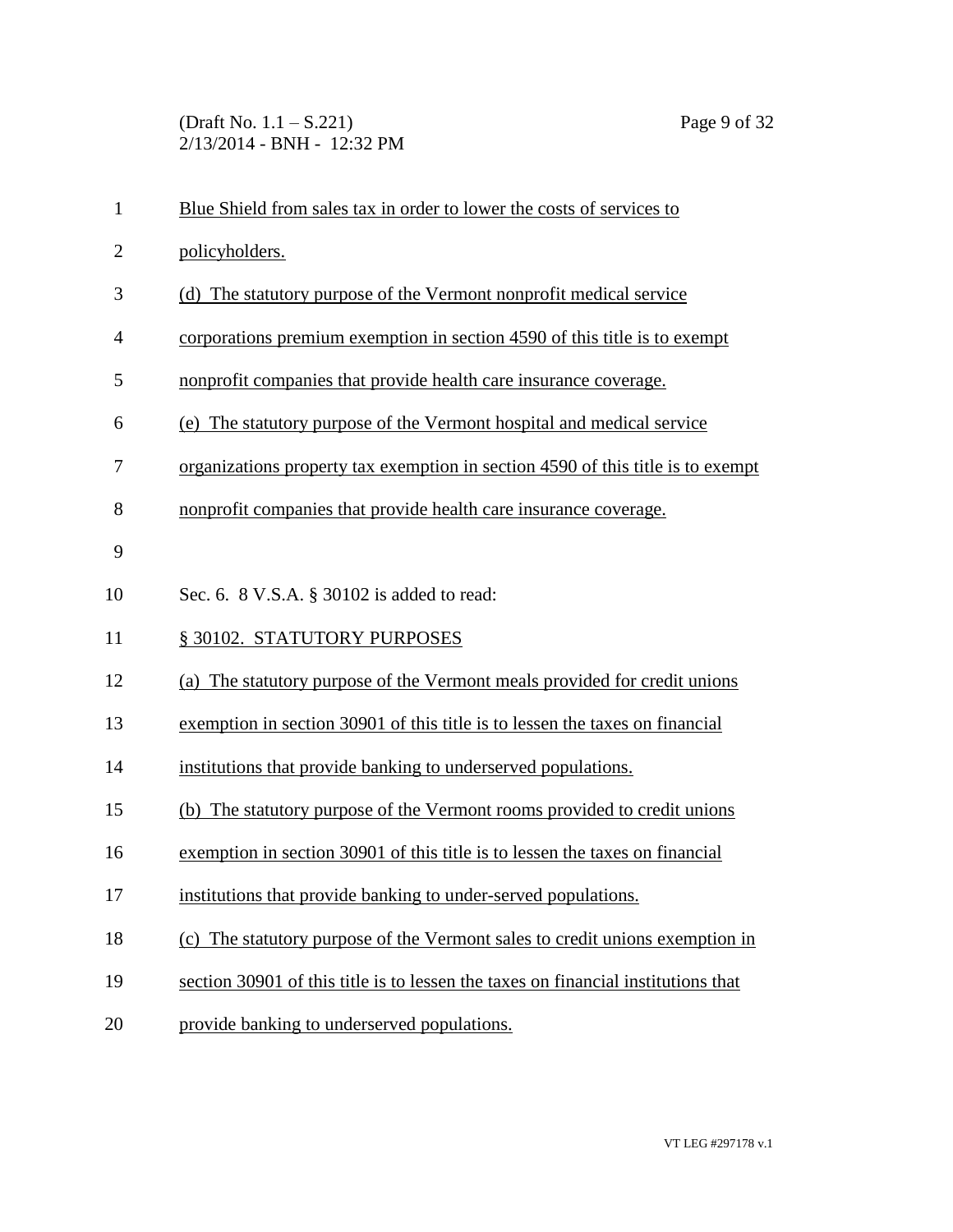Blue Shield from sales tax in order to lower the costs of services to policyholders.

(d) The statutory purpose of the Vermont nonprofit medical service corporations premium exemption in section 4590 of this title is to exempt nonprofit companies that provide health care insurance coverage.

(e) The statutory purpose of the Vermont hospital and medical service organizations property tax exemption in section 4590 of this title is to exempt nonprofit companies that provide health care insurance coverage.

Sec. 6. 8 V.S.A. § 30102 is added to read:

§ 30102. STATUTORY PURPOSES

(a) The statutory purpose of the Vermont meals provided for credit unions exemption in section 30901 of this title is to lessen the taxes on financial institutions that provide banking to underserved populations.

(b) The statutory purpose of the Vermont rooms provided to credit unions exemption in section 30901 of this title is to lessen the taxes on financial institutions that provide banking to under-served populations.

(c) The statutory purpose of the Vermont sales to credit unions exemption in section 30901 of this title is to lessen the taxes on financial institutions that provide banking to underserved populations.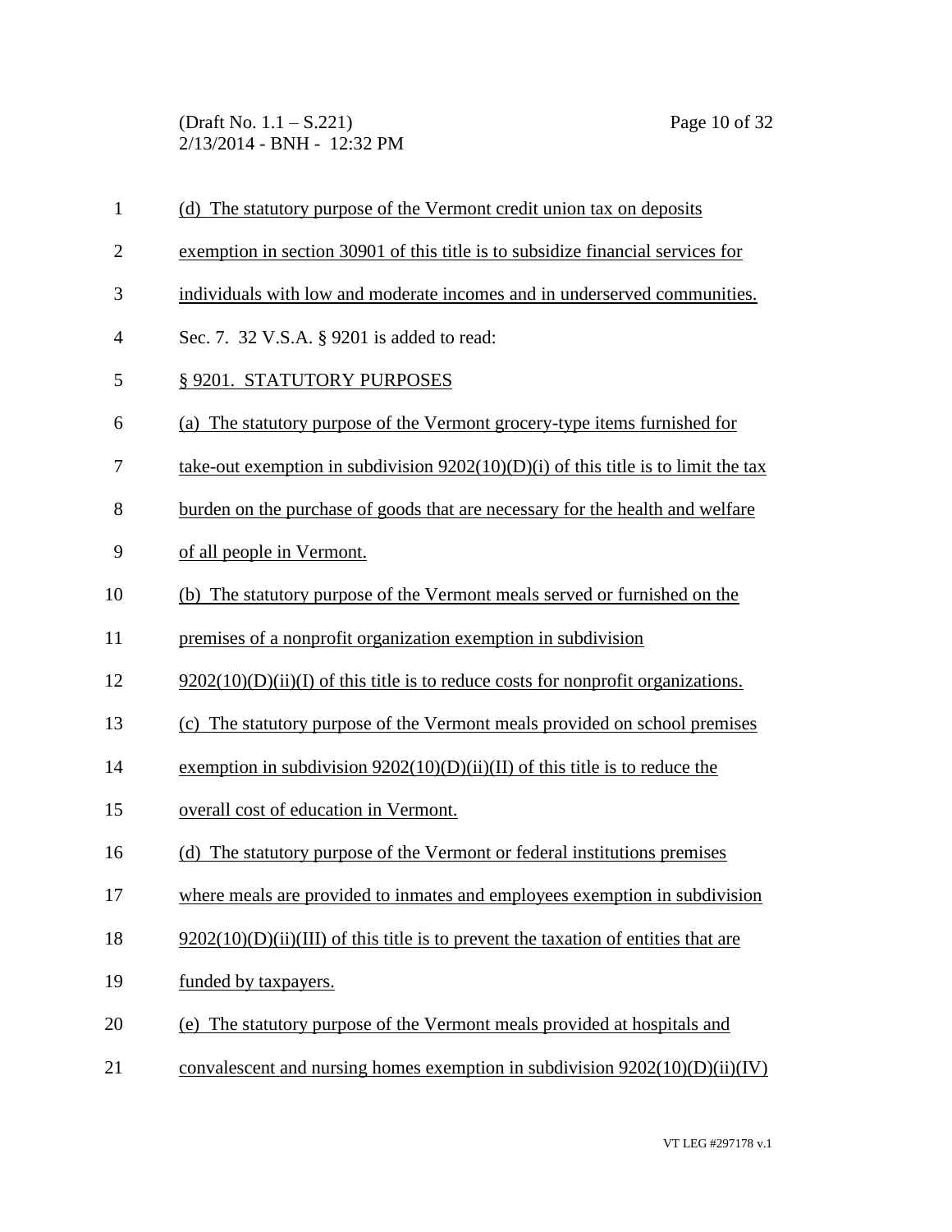(d) The statutory purpose of the Vermont credit union tax on deposits exemption in section 30901 of this title is to subsidize financial services for individuals with low and moderate incomes and in underserved communities.

Sec. 7. 32 V.S.A. § 9201 is added to read:

§ 9201. STATUTORY PURPOSES

(a) The statutory purpose of the Vermont grocery-type items furnished for take-out exemption in subdivision 9202(10)(D)(i) of this title is to limit the tax burden on the purchase of goods that are necessary for the health and welfare of all people in Vermont.

(b) The statutory purpose of the Vermont meals served or furnished on the premises of a nonprofit organization exemption in subdivision 9202(10)(D)(ii)(I) of this title is to reduce costs for nonprofit organizations.

(c) The statutory purpose of the Vermont meals provided on school premises exemption in subdivision 9202(10)(D)(ii)(II) of this title is to reduce the overall cost of education in Vermont.

(d) The statutory purpose of the Vermont or federal institutions premises where meals are provided to inmates and employees exemption in subdivision 9202(10)(D)(ii)(III) of this title is to prevent the taxation of entities that are funded by taxpayers.

(e) The statutory purpose of the Vermont meals provided at hospitals and convalescent and nursing homes exemption in subdivision 9202(10)(D)(ii)(IV)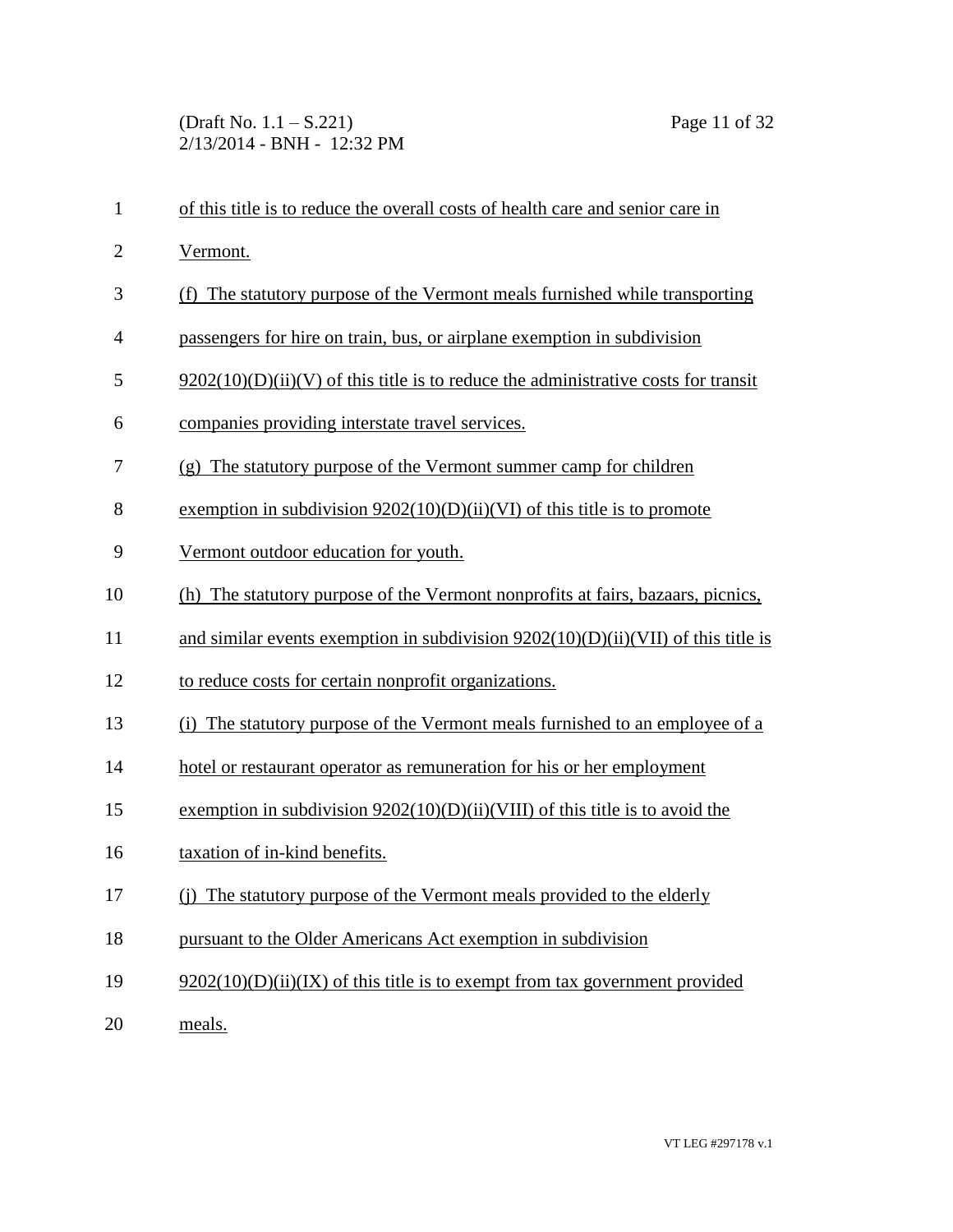of this title is to reduce the overall costs of health care and senior care in Vermont.

(f) The statutory purpose of the Vermont meals furnished while transporting passengers for hire on train, bus, or airplane exemption in subdivision 9202(10)(D)(ii)(V) of this title is to reduce the administrative costs for transit companies providing interstate travel services.

(g) The statutory purpose of the Vermont summer camp for children exemption in subdivision 9202(10)(D)(ii)(VI) of this title is to promote Vermont outdoor education for youth.

(h) The statutory purpose of the Vermont nonprofits at fairs, bazaars, picnics, and similar events exemption in subdivision 9202(10)(D)(ii)(VII) of this title is to reduce costs for certain nonprofit organizations.

(i) The statutory purpose of the Vermont meals furnished to an employee of a hotel or restaurant operator as remuneration for his or her employment exemption in subdivision 9202(10)(D)(ii)(VIII) of this title is to avoid the taxation of in-kind benefits.

(j) The statutory purpose of the Vermont meals provided to the elderly pursuant to the Older Americans Act exemption in subdivision 9202(10)(D)(ii)(IX) of this title is to exempt from tax government provided meals.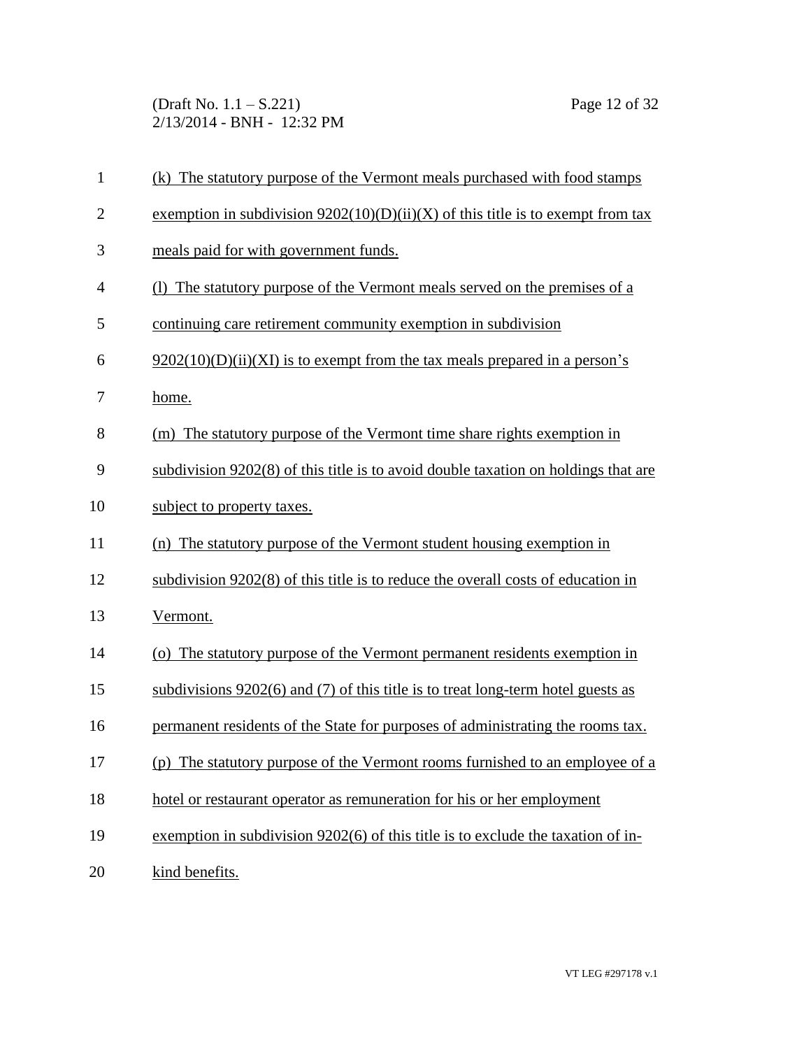(k) The statutory purpose of the Vermont meals purchased with food stamps exemption in subdivision 9202(10)(D)(ii)(X) of this title is to exempt from tax meals paid for with government funds.

(l) The statutory purpose of the Vermont meals served on the premises of a continuing care retirement community exemption in subdivision 9202(10)(D)(ii)(XI) is to exempt from the tax meals prepared in a person's home.

(m) The statutory purpose of the Vermont time share rights exemption in subdivision 9202(8) of this title is to avoid double taxation on holdings that are subject to property taxes.

(n) The statutory purpose of the Vermont student housing exemption in subdivision 9202(8) of this title is to reduce the overall costs of education in Vermont.

(o) The statutory purpose of the Vermont permanent residents exemption in subdivisions 9202(6) and (7) of this title is to treat long-term hotel guests as permanent residents of the State for purposes of administrating the rooms tax.

(p) The statutory purpose of the Vermont rooms furnished to an employee of a hotel or restaurant operator as remuneration for his or her employment exemption in subdivision 9202(6) of this title is to exclude the taxation of in-kind benefits.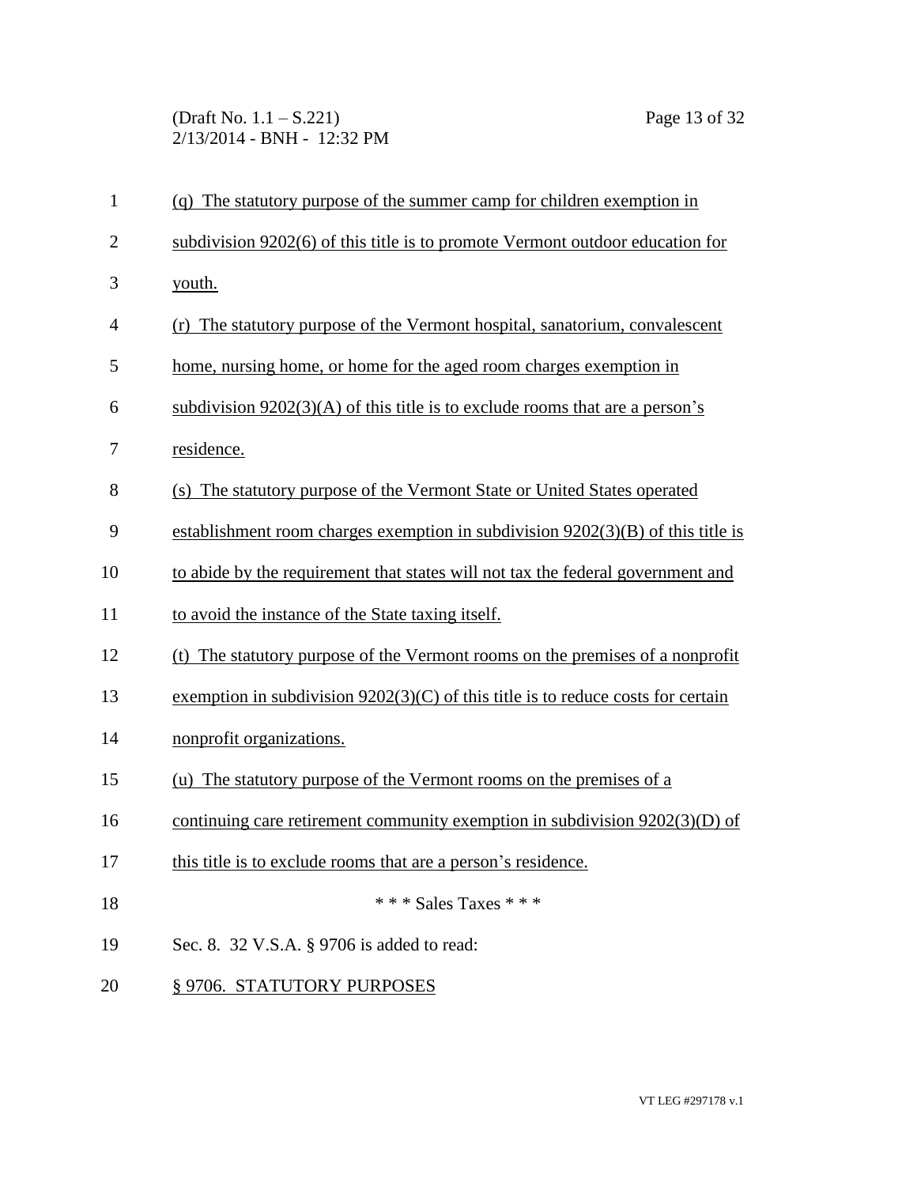(q) The statutory purpose of the summer camp for children exemption in subdivision 9202(6) of this title is to promote Vermont outdoor education for youth.

(r) The statutory purpose of the Vermont hospital, sanatorium, convalescent home, nursing home, or home for the aged room charges exemption in subdivision 9202(3)(A) of this title is to exclude rooms that are a person's residence.

(s) The statutory purpose of the Vermont State or United States operated establishment room charges exemption in subdivision 9202(3)(B) of this title is to abide by the requirement that states will not tax the federal government and to avoid the instance of the State taxing itself.

(t) The statutory purpose of the Vermont rooms on the premises of a nonprofit exemption in subdivision 9202(3)(C) of this title is to reduce costs for certain nonprofit organizations.

(u) The statutory purpose of the Vermont rooms on the premises of a continuing care retirement community exemption in subdivision 9202(3)(D) of this title is to exclude rooms that are a person's residence.

\* \* \* Sales Taxes \* \* \*

Sec. 8. 32 V.S.A. § 9706 is added to read:

§ 9706. STATUTORY PURPOSES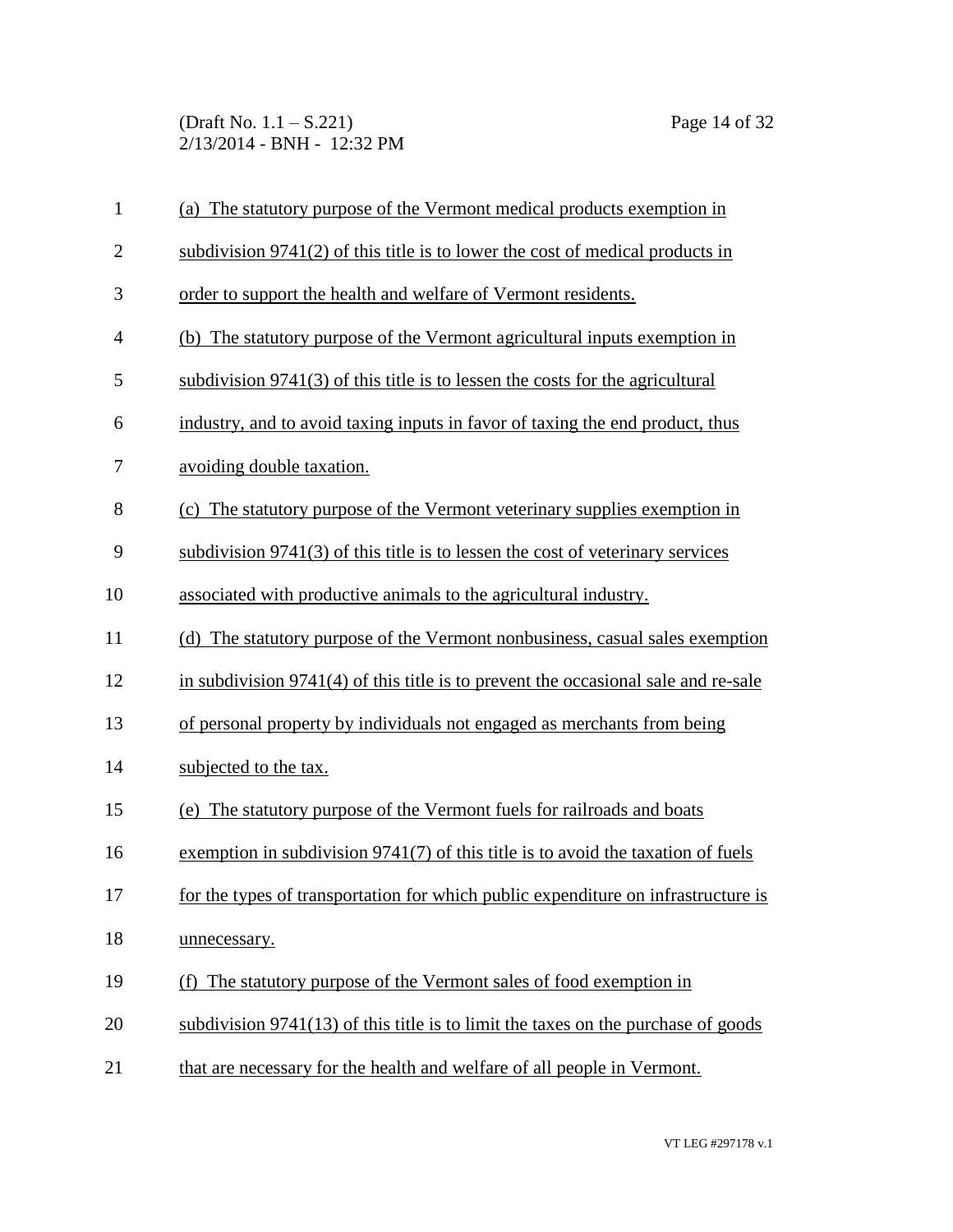(a) The statutory purpose of the Vermont medical products exemption in subdivision 9741(2) of this title is to lower the cost of medical products in order to support the health and welfare of Vermont residents.

(b) The statutory purpose of the Vermont agricultural inputs exemption in subdivision 9741(3) of this title is to lessen the costs for the agricultural industry, and to avoid taxing inputs in favor of taxing the end product, thus avoiding double taxation.

(c) The statutory purpose of the Vermont veterinary supplies exemption in subdivision 9741(3) of this title is to lessen the cost of veterinary services associated with productive animals to the agricultural industry.

(d) The statutory purpose of the Vermont nonbusiness, casual sales exemption in subdivision 9741(4) of this title is to prevent the occasional sale and re-sale of personal property by individuals not engaged as merchants from being subjected to the tax.

(e) The statutory purpose of the Vermont fuels for railroads and boats exemption in subdivision 9741(7) of this title is to avoid the taxation of fuels for the types of transportation for which public expenditure on infrastructure is unnecessary.

(f) The statutory purpose of the Vermont sales of food exemption in subdivision 9741(13) of this title is to limit the taxes on the purchase of goods that are necessary for the health and welfare of all people in Vermont.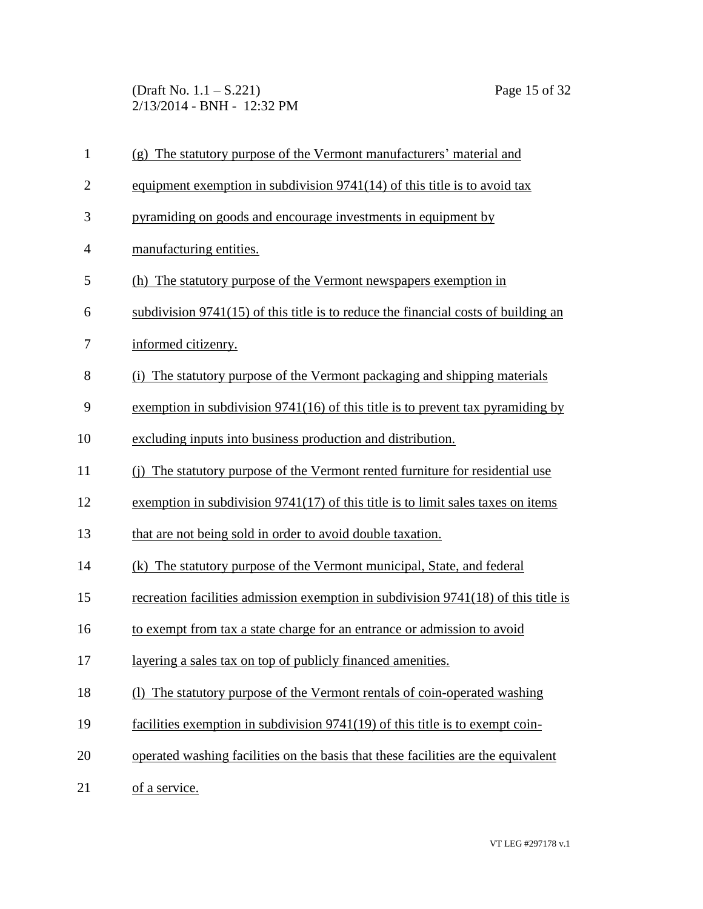(g) The statutory purpose of the Vermont manufacturers' material and equipment exemption in subdivision 9741(14) of this title is to avoid tax pyramiding on goods and encourage investments in equipment by manufacturing entities.

(h) The statutory purpose of the Vermont newspapers exemption in subdivision 9741(15) of this title is to reduce the financial costs of building an informed citizenry.

(i) The statutory purpose of the Vermont packaging and shipping materials exemption in subdivision 9741(16) of this title is to prevent tax pyramiding by excluding inputs into business production and distribution.

(j) The statutory purpose of the Vermont rented furniture for residential use exemption in subdivision 9741(17) of this title is to limit sales taxes on items that are not being sold in order to avoid double taxation.

(k) The statutory purpose of the Vermont municipal, State, and federal recreation facilities admission exemption in subdivision 9741(18) of this title is to exempt from tax a state charge for an entrance or admission to avoid layering a sales tax on top of publicly financed amenities.

(l) The statutory purpose of the Vermont rentals of coin-operated washing facilities exemption in subdivision 9741(19) of this title is to exempt coin-operated washing facilities on the basis that these facilities are the equivalent of a service.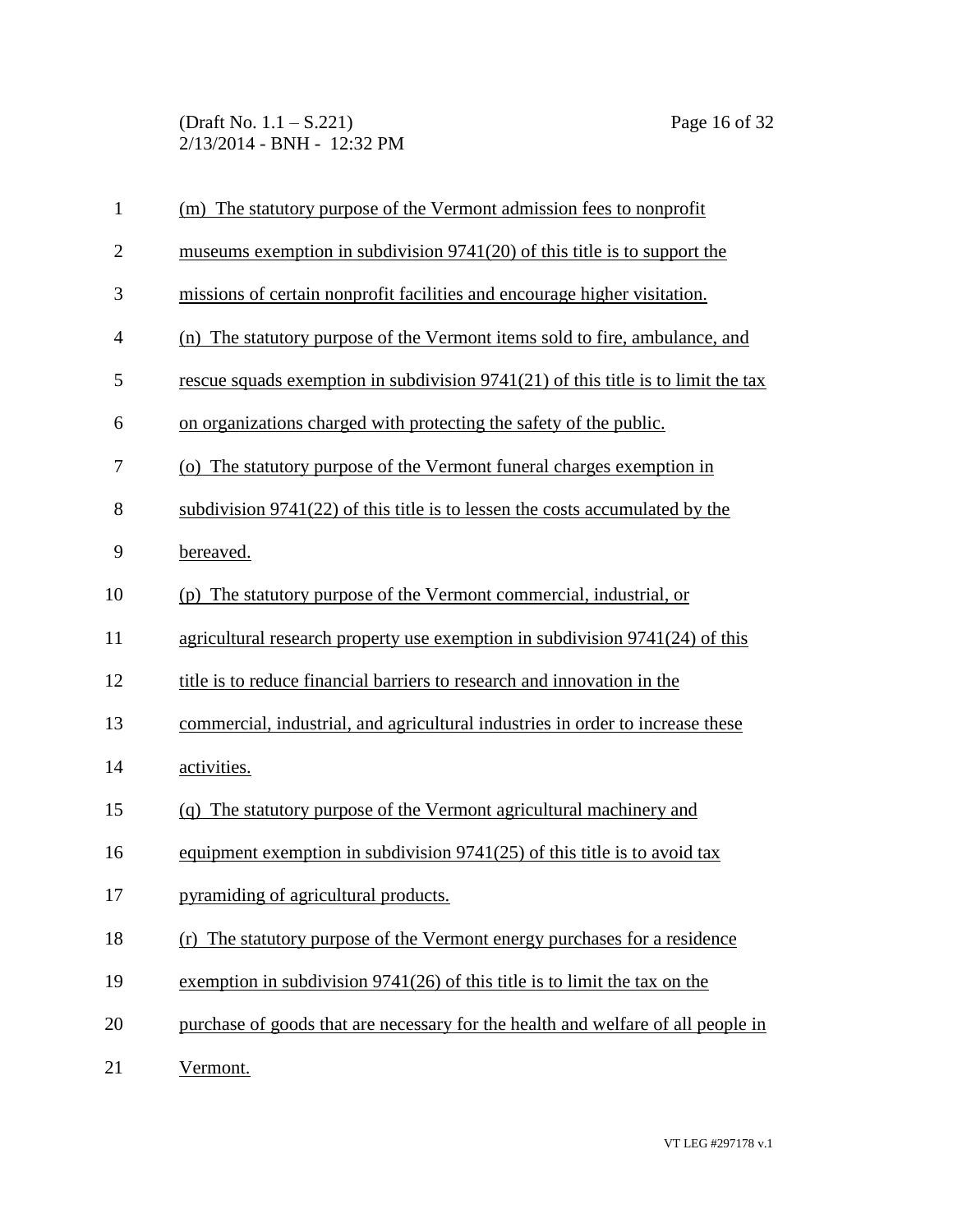(m) The statutory purpose of the Vermont admission fees to nonprofit museums exemption in subdivision 9741(20) of this title is to support the missions of certain nonprofit facilities and encourage higher visitation.

(n) The statutory purpose of the Vermont items sold to fire, ambulance, and rescue squads exemption in subdivision 9741(21) of this title is to limit the tax on organizations charged with protecting the safety of the public.

(o) The statutory purpose of the Vermont funeral charges exemption in subdivision 9741(22) of this title is to lessen the costs accumulated by the bereaved.

(p) The statutory purpose of the Vermont commercial, industrial, or agricultural research property use exemption in subdivision 9741(24) of this title is to reduce financial barriers to research and innovation in the commercial, industrial, and agricultural industries in order to increase these activities.

(q) The statutory purpose of the Vermont agricultural machinery and equipment exemption in subdivision 9741(25) of this title is to avoid tax pyramiding of agricultural products.

(r) The statutory purpose of the Vermont energy purchases for a residence exemption in subdivision 9741(26) of this title is to limit the tax on the purchase of goods that are necessary for the health and welfare of all people in Vermont.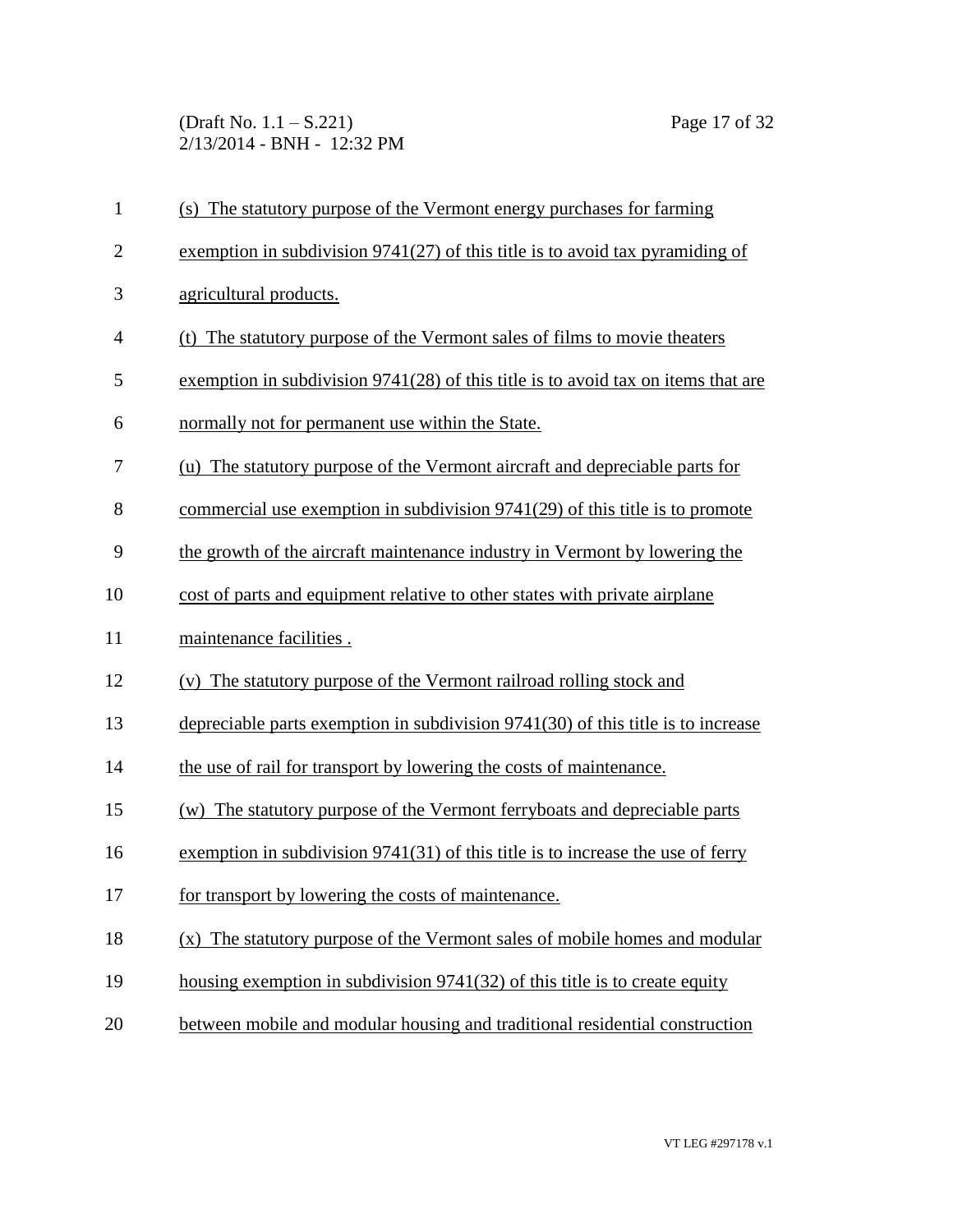(s) The statutory purpose of the Vermont energy purchases for farming exemption in subdivision 9741(27) of this title is to avoid tax pyramiding of agricultural products.

(t) The statutory purpose of the Vermont sales of films to movie theaters exemption in subdivision 9741(28) of this title is to avoid tax on items that are normally not for permanent use within the State.

(u) The statutory purpose of the Vermont aircraft and depreciable parts for commercial use exemption in subdivision 9741(29) of this title is to promote the growth of the aircraft maintenance industry in Vermont by lowering the cost of parts and equipment relative to other states with private airplane maintenance facilities .

(v) The statutory purpose of the Vermont railroad rolling stock and depreciable parts exemption in subdivision 9741(30) of this title is to increase the use of rail for transport by lowering the costs of maintenance.

(w) The statutory purpose of the Vermont ferryboats and depreciable parts exemption in subdivision 9741(31) of this title is to increase the use of ferry for transport by lowering the costs of maintenance.

(x) The statutory purpose of the Vermont sales of mobile homes and modular housing exemption in subdivision 9741(32) of this title is to create equity between mobile and modular housing and traditional residential construction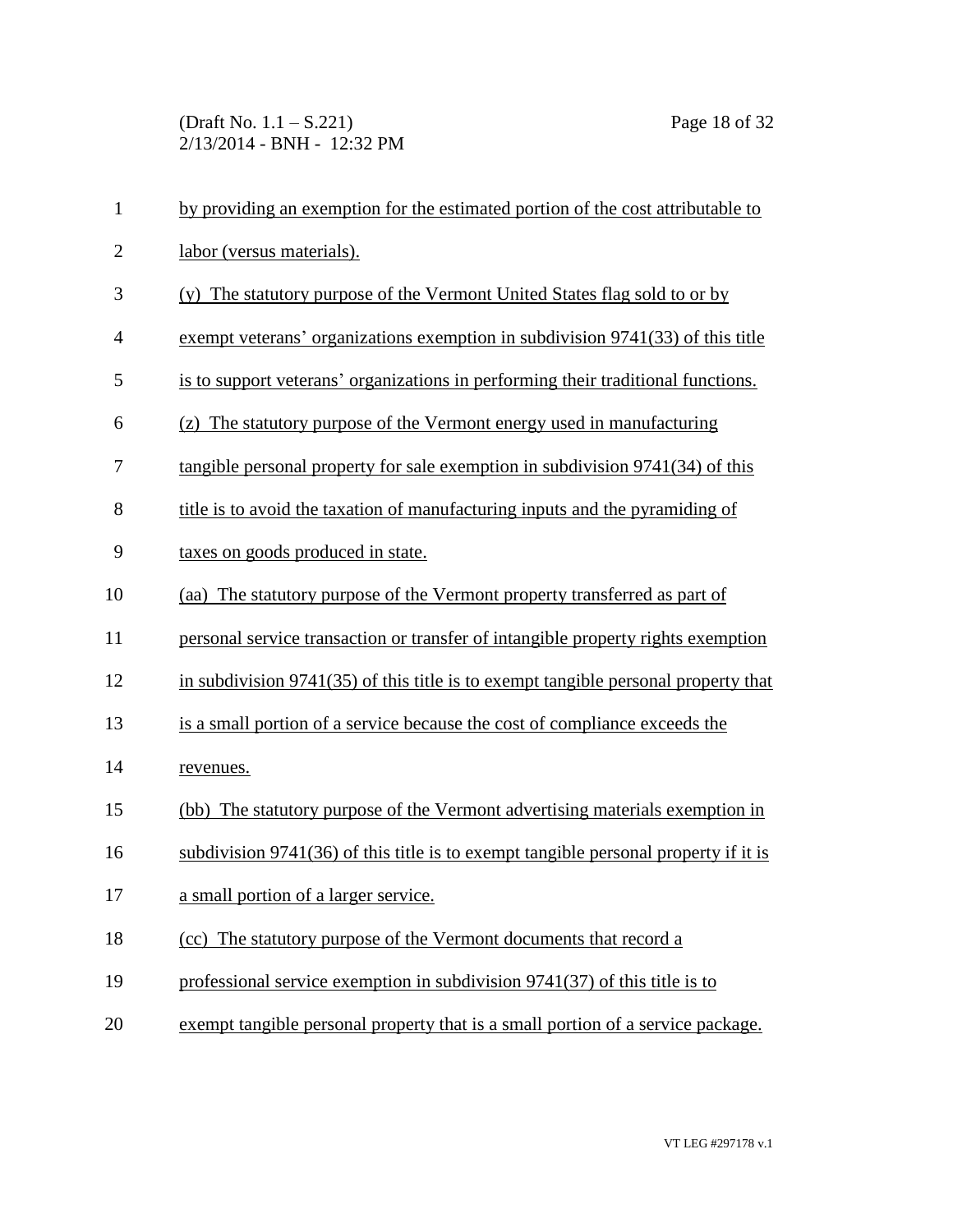by providing an exemption for the estimated portion of the cost attributable to labor (versus materials).

(y) The statutory purpose of the Vermont United States flag sold to or by exempt veterans' organizations exemption in subdivision 9741(33) of this title is to support veterans' organizations in performing their traditional functions.

(z) The statutory purpose of the Vermont energy used in manufacturing tangible personal property for sale exemption in subdivision 9741(34) of this title is to avoid the taxation of manufacturing inputs and the pyramiding of taxes on goods produced in state.

(aa) The statutory purpose of the Vermont property transferred as part of personal service transaction or transfer of intangible property rights exemption in subdivision 9741(35) of this title is to exempt tangible personal property that is a small portion of a service because the cost of compliance exceeds the revenues.

(bb) The statutory purpose of the Vermont advertising materials exemption in subdivision 9741(36) of this title is to exempt tangible personal property if it is a small portion of a larger service.

(cc) The statutory purpose of the Vermont documents that record a professional service exemption in subdivision 9741(37) of this title is to exempt tangible personal property that is a small portion of a service package.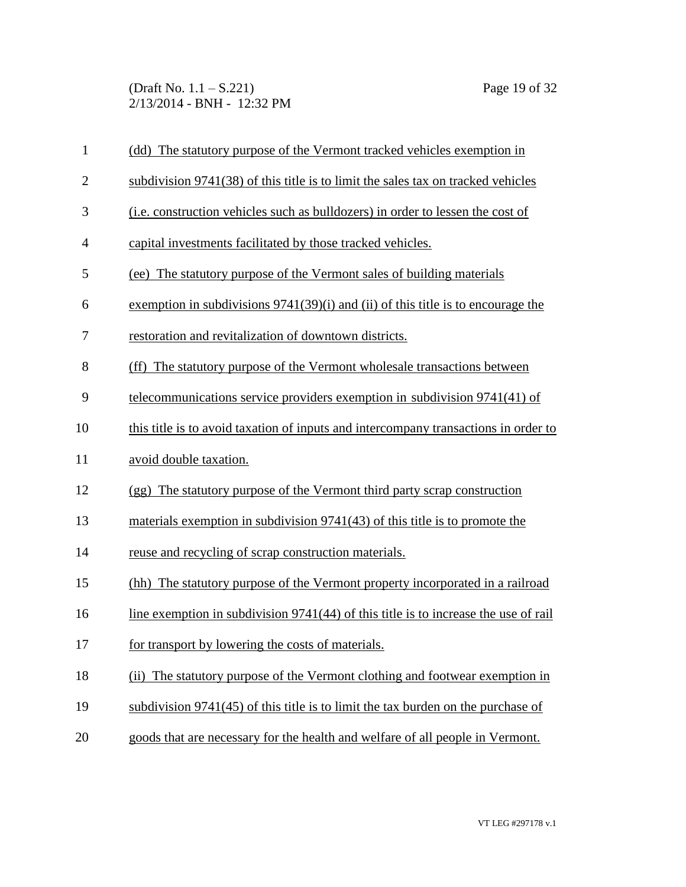(dd) The statutory purpose of the Vermont tracked vehicles exemption in subdivision 9741(38) of this title is to limit the sales tax on tracked vehicles (i.e. construction vehicles such as bulldozers) in order to lessen the cost of capital investments facilitated by those tracked vehicles.

(ee) The statutory purpose of the Vermont sales of building materials exemption in subdivisions 9741(39)(i) and (ii) of this title is to encourage the restoration and revitalization of downtown districts.

(ff) The statutory purpose of the Vermont wholesale transactions between telecommunications service providers exemption in subdivision 9741(41) of this title is to avoid taxation of inputs and intercompany transactions in order to avoid double taxation.

(gg) The statutory purpose of the Vermont third party scrap construction materials exemption in subdivision 9741(43) of this title is to promote the reuse and recycling of scrap construction materials.

(hh) The statutory purpose of the Vermont property incorporated in a railroad line exemption in subdivision 9741(44) of this title is to increase the use of rail for transport by lowering the costs of materials.

(ii) The statutory purpose of the Vermont clothing and footwear exemption in subdivision 9741(45) of this title is to limit the tax burden on the purchase of goods that are necessary for the health and welfare of all people in Vermont.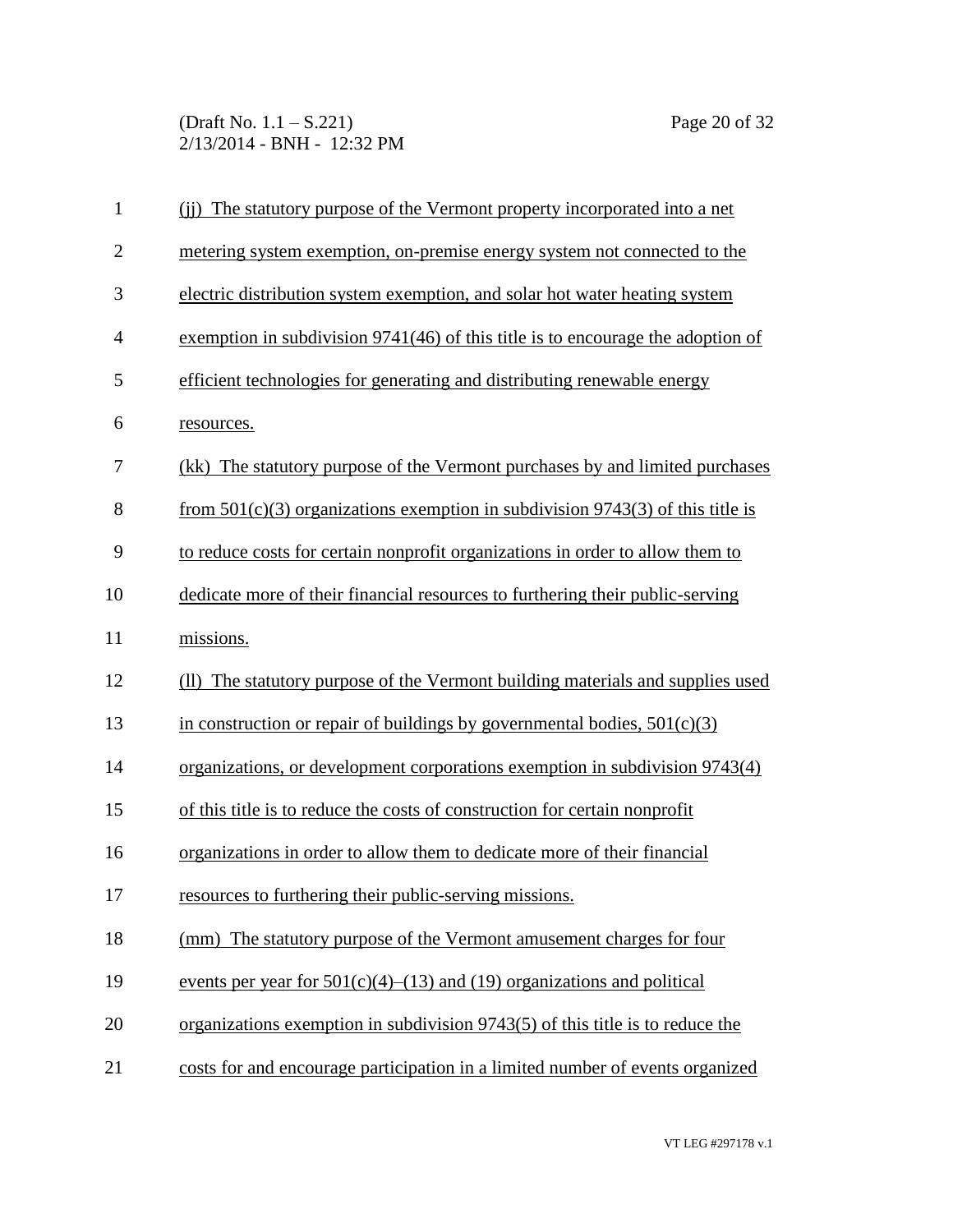(jj) The statutory purpose of the Vermont property incorporated into a net metering system exemption, on-premise energy system not connected to the electric distribution system exemption, and solar hot water heating system exemption in subdivision 9741(46) of this title is to encourage the adoption of efficient technologies for generating and distributing renewable energy resources.

(kk) The statutory purpose of the Vermont purchases by and limited purchases from 501(c)(3) organizations exemption in subdivision 9743(3) of this title is to reduce costs for certain nonprofit organizations in order to allow them to dedicate more of their financial resources to furthering their public-serving missions.

(ll) The statutory purpose of the Vermont building materials and supplies used in construction or repair of buildings by governmental bodies, 501(c)(3) organizations, or development corporations exemption in subdivision 9743(4) of this title is to reduce the costs of construction for certain nonprofit organizations in order to allow them to dedicate more of their financial resources to furthering their public-serving missions.

(mm) The statutory purpose of the Vermont amusement charges for four events per year for 501(c)(4)–(13) and (19) organizations and political organizations exemption in subdivision 9743(5) of this title is to reduce the costs for and encourage participation in a limited number of events organized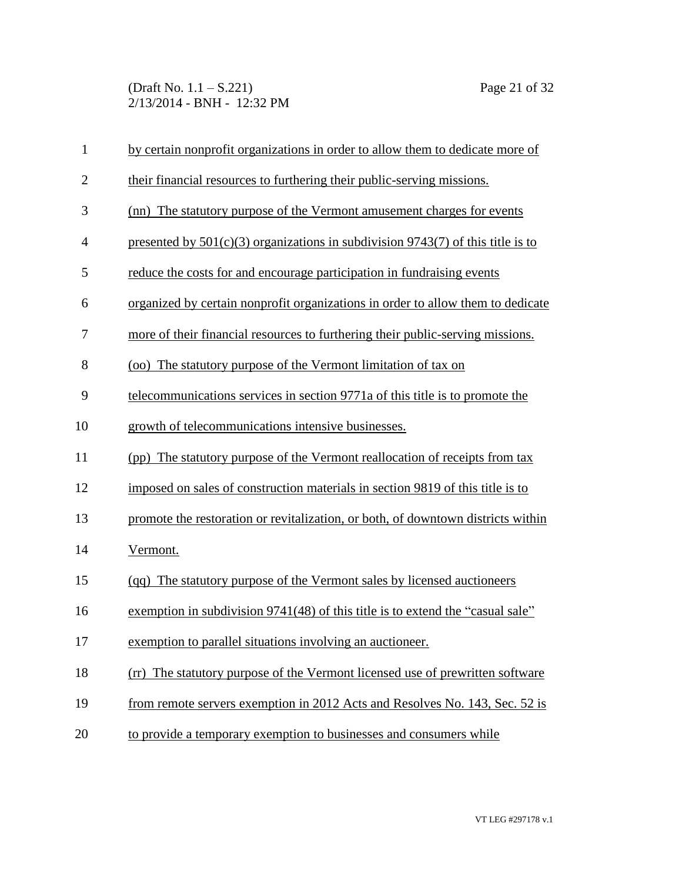by certain nonprofit organizations in order to allow them to dedicate more of their financial resources to furthering their public-serving missions.

(nn) The statutory purpose of the Vermont amusement charges for events presented by 501(c)(3) organizations in subdivision 9743(7) of this title is to reduce the costs for and encourage participation in fundraising events organized by certain nonprofit organizations in order to allow them to dedicate more of their financial resources to furthering their public-serving missions.

(oo) The statutory purpose of the Vermont limitation of tax on telecommunications services in section 9771a of this title is to promote the growth of telecommunications intensive businesses.

(pp) The statutory purpose of the Vermont reallocation of receipts from tax imposed on sales of construction materials in section 9819 of this title is to promote the restoration or revitalization, or both, of downtown districts within Vermont.

(qq) The statutory purpose of the Vermont sales by licensed auctioneers exemption in subdivision 9741(48) of this title is to extend the "casual sale" exemption to parallel situations involving an auctioneer.

(rr) The statutory purpose of the Vermont licensed use of prewritten software from remote servers exemption in 2012 Acts and Resolves No. 143, Sec. 52 is to provide a temporary exemption to businesses and consumers while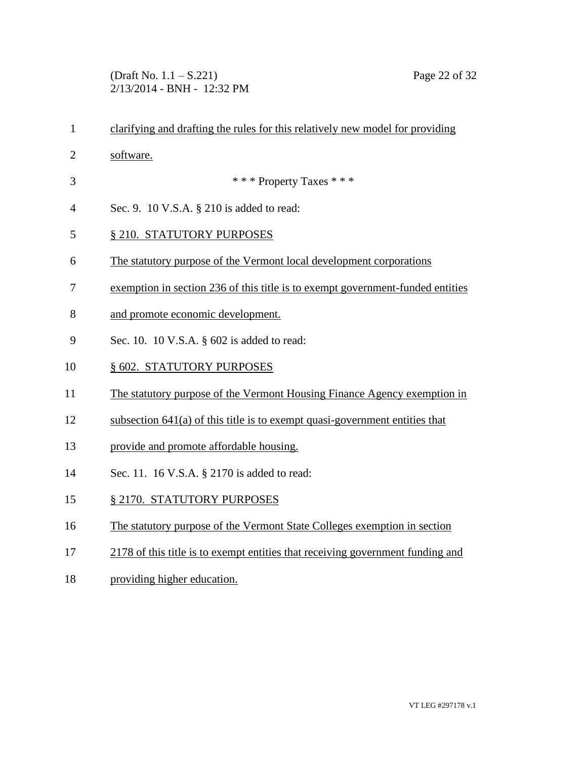clarifying and drafting the rules for this relatively new model for providing software.

\* \* \* Property Taxes \* \* \*

Sec. 9. 10 V.S.A. § 210 is added to read:

§ 210. STATUTORY PURPOSES

The statutory purpose of the Vermont local development corporations exemption in section 236 of this title is to exempt government-funded entities and promote economic development.

Sec. 10. 10 V.S.A. § 602 is added to read:

§ 602. STATUTORY PURPOSES

The statutory purpose of the Vermont Housing Finance Agency exemption in subsection 641(a) of this title is to exempt quasi-government entities that provide and promote affordable housing.

Sec. 11. 16 V.S.A. § 2170 is added to read:

§ 2170. STATUTORY PURPOSES

The statutory purpose of the Vermont State Colleges exemption in section 2178 of this title is to exempt entities that receiving government funding and providing higher education.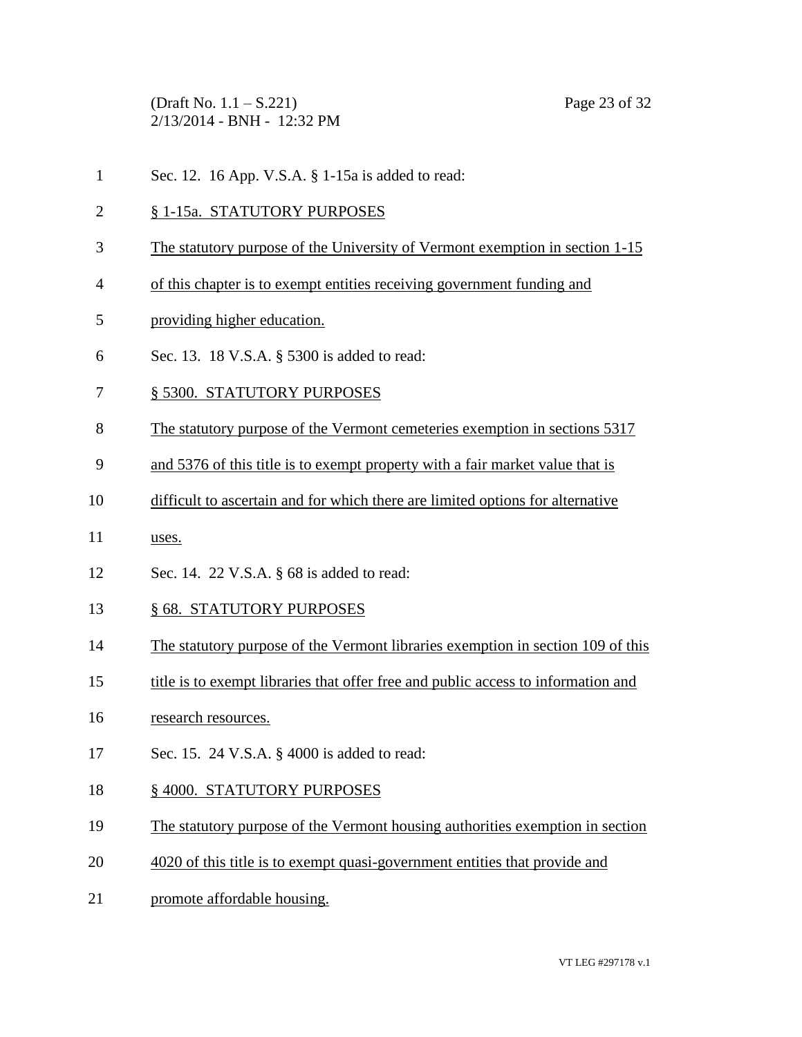Sec. 12. 16 App. V.S.A. § 1-15a is added to read:

§ 1-15a. STATUTORY PURPOSES

The statutory purpose of the University of Vermont exemption in section 1-15 of this chapter is to exempt entities receiving government funding and providing higher education.

Sec. 13. 18 V.S.A. § 5300 is added to read:

§ 5300. STATUTORY PURPOSES

The statutory purpose of the Vermont cemeteries exemption in sections 5317 and 5376 of this title is to exempt property with a fair market value that is difficult to ascertain and for which there are limited options for alternative uses.

Sec. 14. 22 V.S.A. § 68 is added to read:

§ 68. STATUTORY PURPOSES

The statutory purpose of the Vermont libraries exemption in section 109 of this title is to exempt libraries that offer free and public access to information and research resources.

Sec. 15. 24 V.S.A. § 4000 is added to read:

§ 4000. STATUTORY PURPOSES

The statutory purpose of the Vermont housing authorities exemption in section 4020 of this title is to exempt quasi-government entities that provide and promote affordable housing.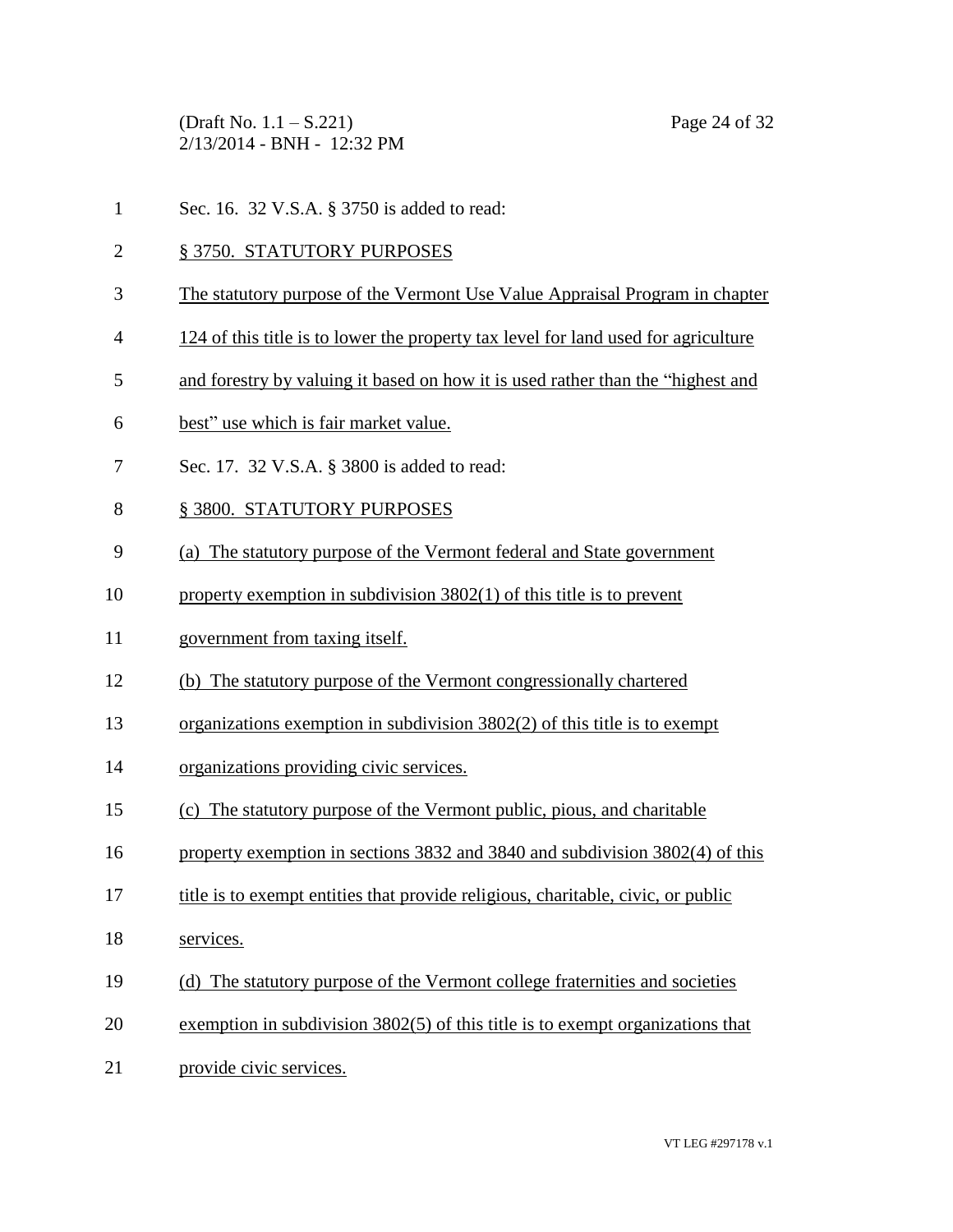Sec. 16. 32 V.S.A. § 3750 is added to read:

§ 3750. STATUTORY PURPOSES

The statutory purpose of the Vermont Use Value Appraisal Program in chapter 124 of this title is to lower the property tax level for land used for agriculture and forestry by valuing it based on how it is used rather than the "highest and best" use which is fair market value.

Sec. 17. 32 V.S.A. § 3800 is added to read:

§ 3800. STATUTORY PURPOSES

(a) The statutory purpose of the Vermont federal and State government property exemption in subdivision 3802(1) of this title is to prevent government from taxing itself.

(b) The statutory purpose of the Vermont congressionally chartered organizations exemption in subdivision 3802(2) of this title is to exempt organizations providing civic services.

(c) The statutory purpose of the Vermont public, pious, and charitable property exemption in sections 3832 and 3840 and subdivision 3802(4) of this title is to exempt entities that provide religious, charitable, civic, or public services.

(d) The statutory purpose of the Vermont college fraternities and societies exemption in subdivision 3802(5) of this title is to exempt organizations that provide civic services.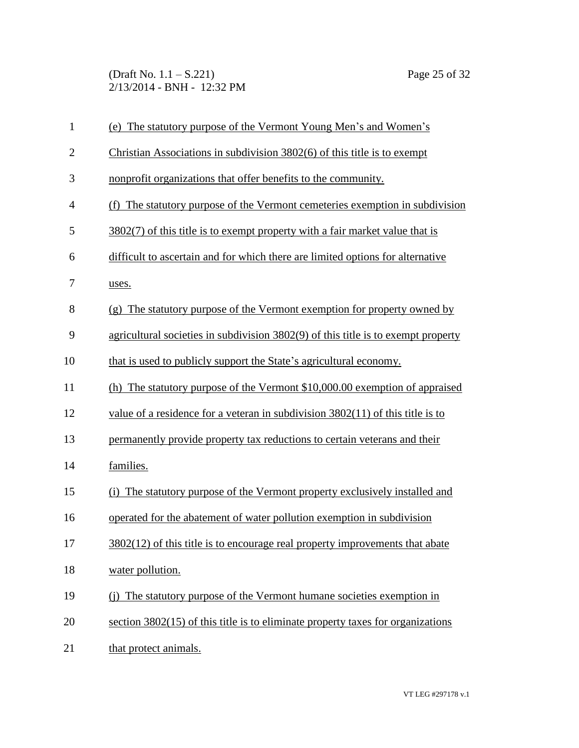(e) The statutory purpose of the Vermont Young Men's and Women's Christian Associations in subdivision 3802(6) of this title is to exempt nonprofit organizations that offer benefits to the community.

(f) The statutory purpose of the Vermont cemeteries exemption in subdivision 3802(7) of this title is to exempt property with a fair market value that is difficult to ascertain and for which there are limited options for alternative uses.

(g) The statutory purpose of the Vermont exemption for property owned by agricultural societies in subdivision 3802(9) of this title is to exempt property that is used to publicly support the State's agricultural economy.

(h) The statutory purpose of the Vermont $10,000.00 exemption of appraised value of a residence for a veteran in subdivision 3802(11) of this title is to permanently provide property tax reductions to certain veterans and their families.

(i) The statutory purpose of the Vermont property exclusively installed and operated for the abatement of water pollution exemption in subdivision 3802(12) of this title is to encourage real property improvements that abate water pollution.

(j) The statutory purpose of the Vermont humane societies exemption in section 3802(15) of this title is to eliminate property taxes for organizations that protect animals.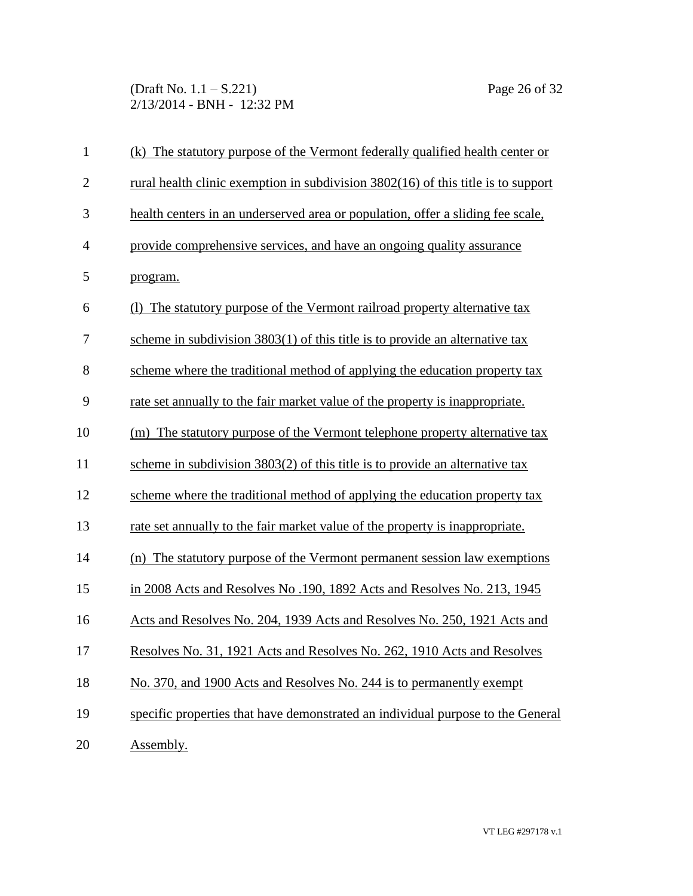(k) The statutory purpose of the Vermont federally qualified health center or rural health clinic exemption in subdivision 3802(16) of this title is to support health centers in an underserved area or population, offer a sliding fee scale, provide comprehensive services, and have an ongoing quality assurance program.

(l) The statutory purpose of the Vermont railroad property alternative tax scheme in subdivision 3803(1) of this title is to provide an alternative tax scheme where the traditional method of applying the education property tax rate set annually to the fair market value of the property is inappropriate.

(m) The statutory purpose of the Vermont telephone property alternative tax scheme in subdivision 3803(2) of this title is to provide an alternative tax scheme where the traditional method of applying the education property tax rate set annually to the fair market value of the property is inappropriate.

(n) The statutory purpose of the Vermont permanent session law exemptions in 2008 Acts and Resolves No .190, 1892 Acts and Resolves No. 213, 1945 Acts and Resolves No. 204, 1939 Acts and Resolves No. 250, 1921 Acts and Resolves No. 31, 1921 Acts and Resolves No. 262, 1910 Acts and Resolves No. 370, and 1900 Acts and Resolves No. 244 is to permanently exempt specific properties that have demonstrated an individual purpose to the General Assembly.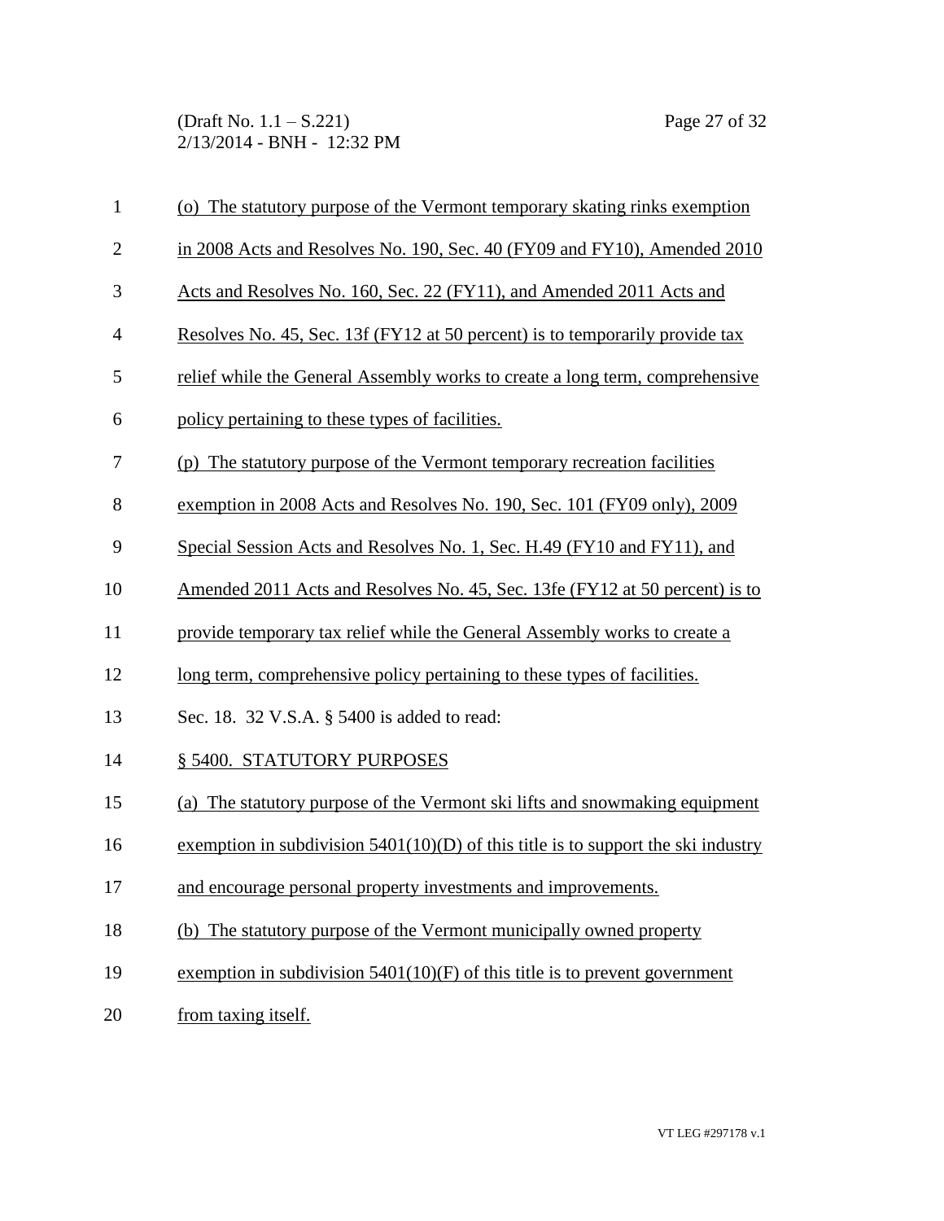(o) The statutory purpose of the Vermont temporary skating rinks exemption in 2008 Acts and Resolves No. 190, Sec. 40 (FY09 and FY10), Amended 2010 Acts and Resolves No. 160, Sec. 22 (FY11), and Amended 2011 Acts and Resolves No. 45, Sec. 13f (FY12 at 50 percent) is to temporarily provide tax relief while the General Assembly works to create a long term, comprehensive policy pertaining to these types of facilities.

(p) The statutory purpose of the Vermont temporary recreation facilities exemption in 2008 Acts and Resolves No. 190, Sec. 101 (FY09 only), 2009 Special Session Acts and Resolves No. 1, Sec. H.49 (FY10 and FY11), and Amended 2011 Acts and Resolves No. 45, Sec. 13fe (FY12 at 50 percent) is to provide temporary tax relief while the General Assembly works to create a long term, comprehensive policy pertaining to these types of facilities.

Sec. 18. 32 V.S.A. § 5400 is added to read:

§ 5400. STATUTORY PURPOSES

(a) The statutory purpose of the Vermont ski lifts and snowmaking equipment exemption in subdivision 5401(10)(D) of this title is to support the ski industry and encourage personal property investments and improvements.

(b) The statutory purpose of the Vermont municipally owned property exemption in subdivision 5401(10)(F) of this title is to prevent government from taxing itself.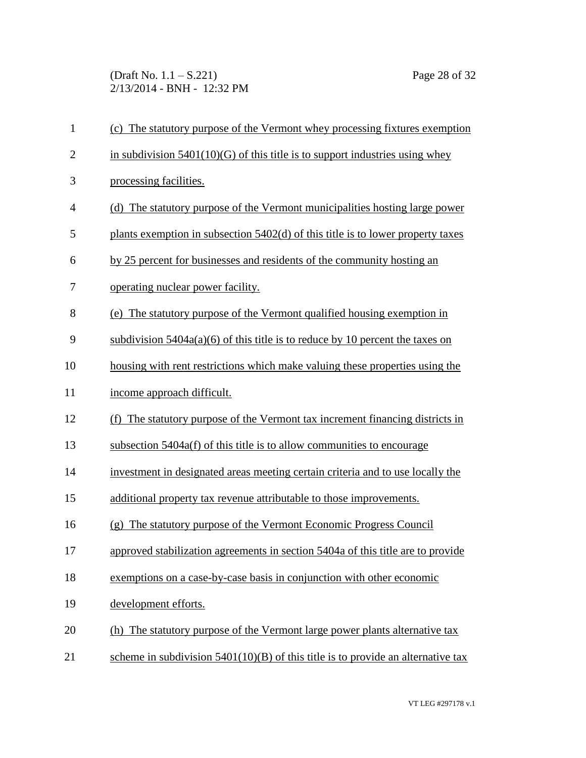(c) The statutory purpose of the Vermont whey processing fixtures exemption in subdivision 5401(10)(G) of this title is to support industries using whey processing facilities.

(d) The statutory purpose of the Vermont municipalities hosting large power plants exemption in subsection 5402(d) of this title is to lower property taxes by 25 percent for businesses and residents of the community hosting an operating nuclear power facility.

(e) The statutory purpose of the Vermont qualified housing exemption in subdivision 5404a(a)(6) of this title is to reduce by 10 percent the taxes on housing with rent restrictions which make valuing these properties using the income approach difficult.

(f) The statutory purpose of the Vermont tax increment financing districts in subsection 5404a(f) of this title is to allow communities to encourage investment in designated areas meeting certain criteria and to use locally the additional property tax revenue attributable to those improvements.

(g) The statutory purpose of the Vermont Economic Progress Council approved stabilization agreements in section 5404a of this title are to provide exemptions on a case-by-case basis in conjunction with other economic development efforts.

(h) The statutory purpose of the Vermont large power plants alternative tax scheme in subdivision 5401(10)(B) of this title is to provide an alternative tax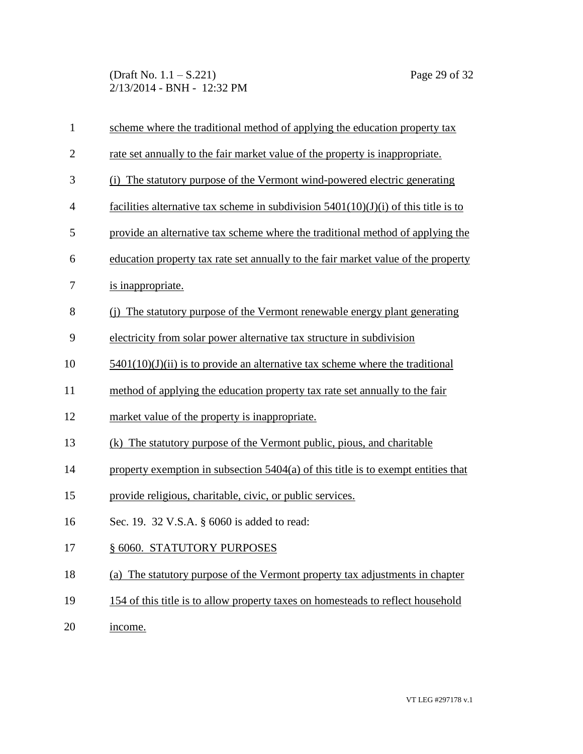scheme where the traditional method of applying the education property tax rate set annually to the fair market value of the property is inappropriate.

(i) The statutory purpose of the Vermont wind-powered electric generating facilities alternative tax scheme in subdivision 5401(10)(J)(i) of this title is to provide an alternative tax scheme where the traditional method of applying the education property tax rate set annually to the fair market value of the property is inappropriate.

(j) The statutory purpose of the Vermont renewable energy plant generating electricity from solar power alternative tax structure in subdivision 5401(10)(J)(ii) is to provide an alternative tax scheme where the traditional method of applying the education property tax rate set annually to the fair market value of the property is inappropriate.

(k) The statutory purpose of the Vermont public, pious, and charitable property exemption in subsection 5404(a) of this title is to exempt entities that provide religious, charitable, civic, or public services.

Sec. 19. 32 V.S.A. § 6060 is added to read:

§ 6060. STATUTORY PURPOSES

(a) The statutory purpose of the Vermont property tax adjustments in chapter 154 of this title is to allow property taxes on homesteads to reflect household income.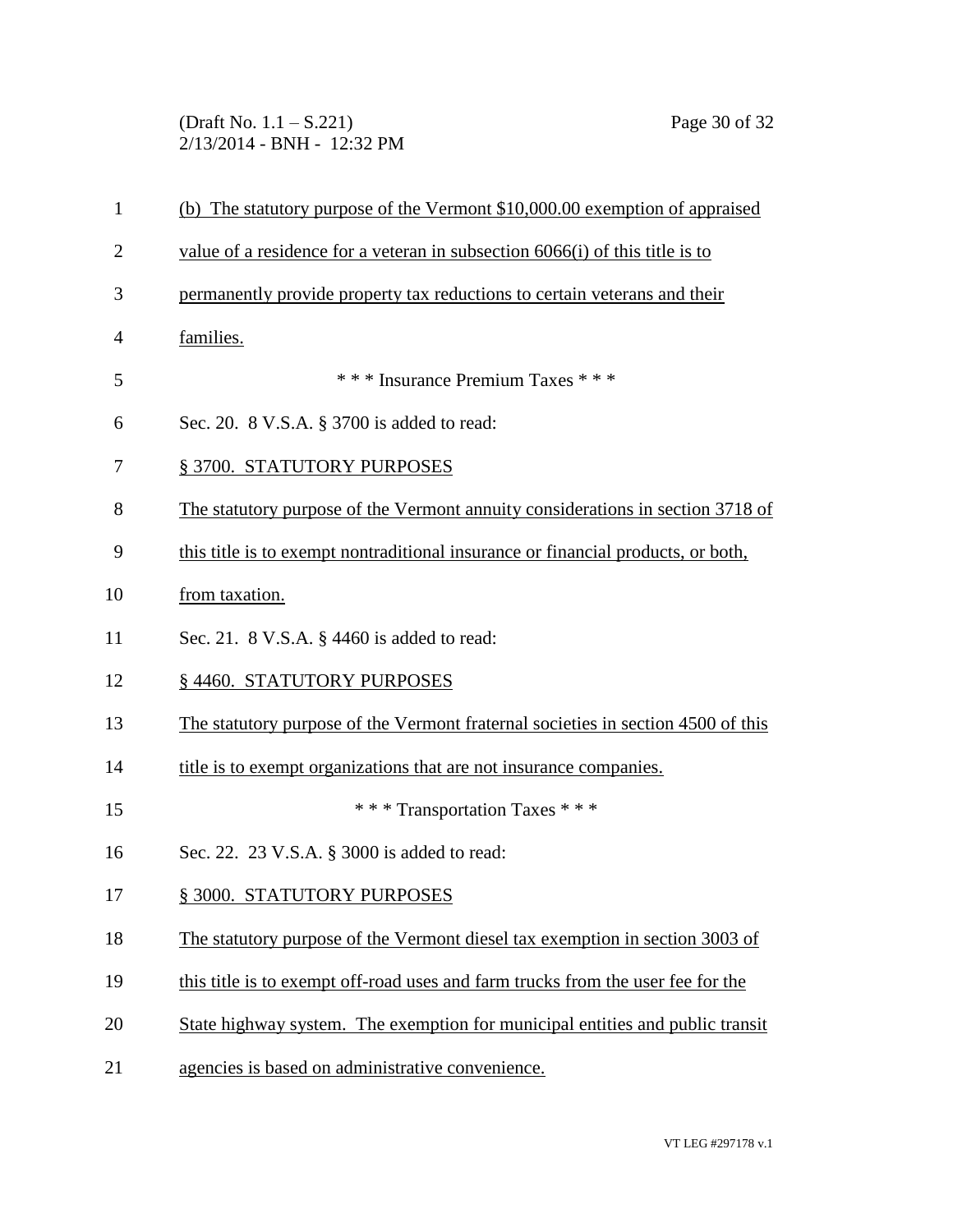(b) The statutory purpose of the Vermont $10,000.00 exemption of appraised value of a residence for a veteran in subsection 6066(i) of this title is to permanently provide property tax reductions to certain veterans and their families.

\* \* \* Insurance Premium Taxes \* \* \*

Sec. 20. 8 V.S.A. § 3700 is added to read:

§ 3700. STATUTORY PURPOSES

The statutory purpose of the Vermont annuity considerations in section 3718 of this title is to exempt nontraditional insurance or financial products, or both, from taxation.

Sec. 21. 8 V.S.A. § 4460 is added to read:

§ 4460. STATUTORY PURPOSES

The statutory purpose of the Vermont fraternal societies in section 4500 of this title is to exempt organizations that are not insurance companies.

\* \* \* Transportation Taxes \* \* \*

Sec. 22. 23 V.S.A. § 3000 is added to read:

§ 3000. STATUTORY PURPOSES

The statutory purpose of the Vermont diesel tax exemption in section 3003 of this title is to exempt off-road uses and farm trucks from the user fee for the State highway system. The exemption for municipal entities and public transit agencies is based on administrative convenience.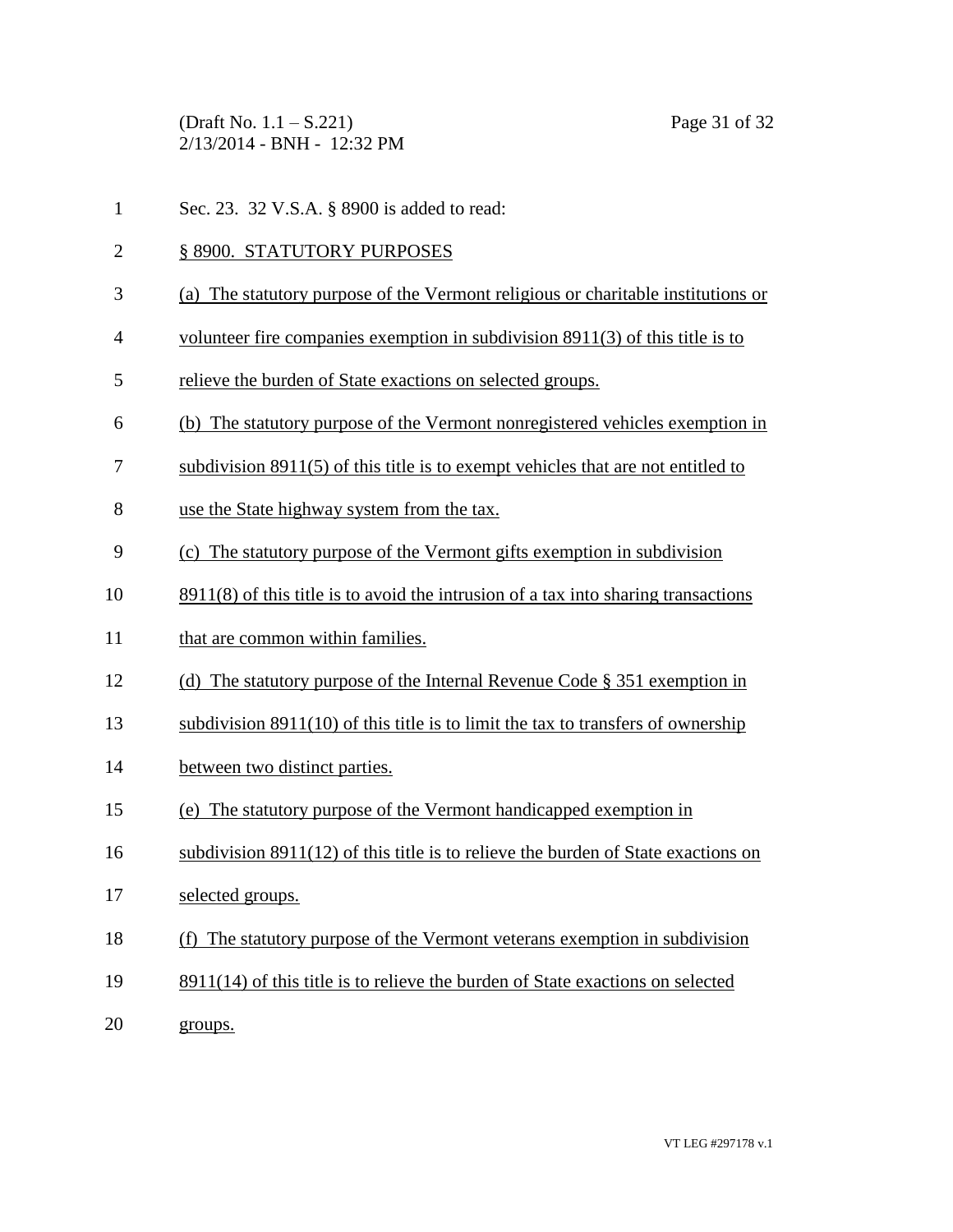Sec. 23. 32 V.S.A. § 8900 is added to read:

§ 8900. STATUTORY PURPOSES

(a) The statutory purpose of the Vermont religious or charitable institutions or volunteer fire companies exemption in subdivision 8911(3) of this title is to relieve the burden of State exactions on selected groups.

(b) The statutory purpose of the Vermont nonregistered vehicles exemption in subdivision 8911(5) of this title is to exempt vehicles that are not entitled to use the State highway system from the tax.

(c) The statutory purpose of the Vermont gifts exemption in subdivision 8911(8) of this title is to avoid the intrusion of a tax into sharing transactions that are common within families.

(d) The statutory purpose of the Internal Revenue Code § 351 exemption in subdivision 8911(10) of this title is to limit the tax to transfers of ownership between two distinct parties.

(e) The statutory purpose of the Vermont handicapped exemption in subdivision 8911(12) of this title is to relieve the burden of State exactions on selected groups.

(f) The statutory purpose of the Vermont veterans exemption in subdivision 8911(14) of this title is to relieve the burden of State exactions on selected groups.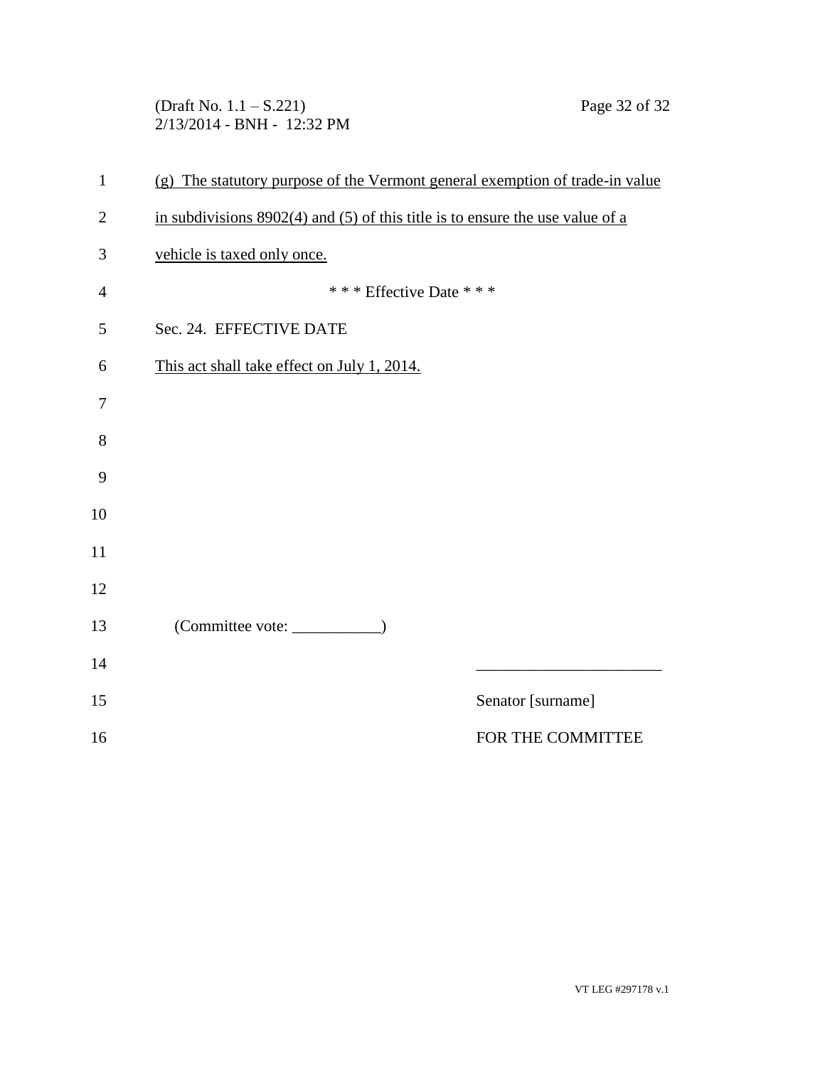(g) The statutory purpose of the Vermont general exemption of trade-in value in subdivisions 8902(4) and (5) of this title is to ensure the use value of a vehicle is taxed only once.

\* \* \* Effective Date \* \* \*

Sec. 24. EFFECTIVE DATE

This act shall take effect on July 1, 2014.

(Committee vote: ___________)

_______________________

Senator [surname]

FOR THE COMMITTEE